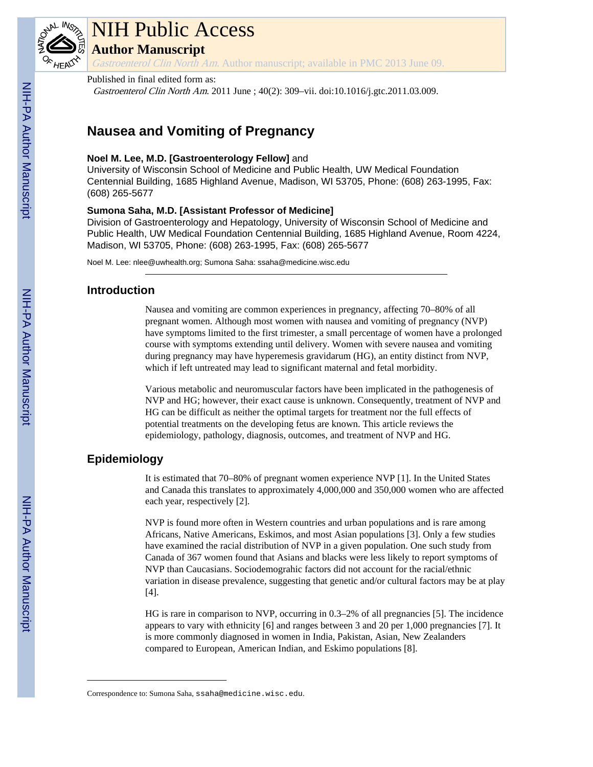# NIH Public Access

## Author Manuscript

*Gastroenterol Clin North Am*. Author manuscript; available in PMC 2013 June 09.

Published in final edited form as:

*Gastroenterol Clin North Am*. 2011 June ; 40(2): 309–vii. doi:10.1016/j.gtc.2011.03.009.

# Nausea and Vomiting of Pregnancy

**Noel M. Lee, M.D. [Gastroenterology Fellow]** and
University of Wisconsin School of Medicine and Public Health, UW Medical Foundation Centennial Building, 1685 Highland Avenue, Madison, WI 53705, Phone: (608) 263-1995, Fax: (608) 265-5677

**Sumona Saha, M.D. [Assistant Professor of Medicine]**
Division of Gastroenterology and Hepatology, University of Wisconsin School of Medicine and Public Health, UW Medical Foundation Centennial Building, 1685 Highland Avenue, Room 4224, Madison, WI 53705, Phone: (608) 263-1995, Fax: (608) 265-5677

Noel M. Lee: nlee@uwhealth.org; Sumona Saha: ssaha@medicine.wisc.edu

## Introduction

Nausea and vomiting are common experiences in pregnancy, affecting 70–80% of all pregnant women. Although most women with nausea and vomiting of pregnancy (NVP) have symptoms limited to the first trimester, a small percentage of women have a prolonged course with symptoms extending until delivery. Women with severe nausea and vomiting during pregnancy may have hyperemesis gravidarum (HG), an entity distinct from NVP, which if left untreated may lead to significant maternal and fetal morbidity.

Various metabolic and neuromuscular factors have been implicated in the pathogenesis of NVP and HG; however, their exact cause is unknown. Consequently, treatment of NVP and HG can be difficult as neither the optimal targets for treatment nor the full effects of potential treatments on the developing fetus are known. This article reviews the epidemiology, pathology, diagnosis, outcomes, and treatment of NVP and HG.

## Epidemiology

It is estimated that 70–80% of pregnant women experience NVP [1]. In the United States and Canada this translates to approximately 4,000,000 and 350,000 women who are affected each year, respectively [2].

NVP is found more often in Western countries and urban populations and is rare among Africans, Native Americans, Eskimos, and most Asian populations [3]. Only a few studies have examined the racial distribution of NVP in a given population. One such study from Canada of 367 women found that Asians and blacks were less likely to report symptoms of NVP than Caucasians. Sociodemograhic factors did not account for the racial/ethnic variation in disease prevalence, suggesting that genetic and/or cultural factors may be at play [4].

HG is rare in comparison to NVP, occurring in 0.3–2% of all pregnancies [5]. The incidence appears to vary with ethnicity [6] and ranges between 3 and 20 per 1,000 pregnancies [7]. It is more commonly diagnosed in women in India, Pakistan, Asian, New Zealanders compared to European, American Indian, and Eskimo populations [8].

Correspondence to: Sumona Saha, ssaha@medicine.wisc.edu.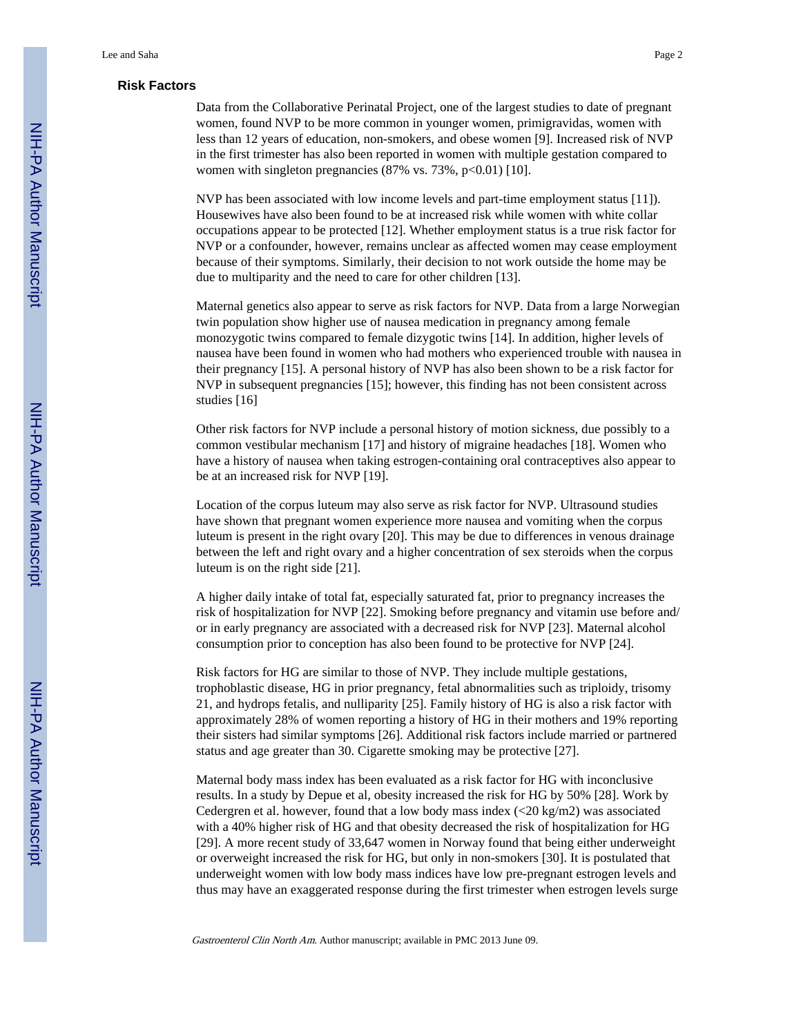## Risk Factors

Data from the Collaborative Perinatal Project, one of the largest studies to date of pregnant women, found NVP to be more common in younger women, primigravidas, women with less than 12 years of education, non-smokers, and obese women [9]. Increased risk of NVP in the first trimester has also been reported in women with multiple gestation compared to women with singleton pregnancies (87% vs. 73%, $p<0.01$) [10].

NVP has been associated with low income levels and part-time employment status [11]). Housewives have also been found to be at increased risk while women with white collar occupations appear to be protected [12]. Whether employment status is a true risk factor for NVP or a confounder, however, remains unclear as affected women may cease employment because of their symptoms. Similarly, their decision to not work outside the home may be due to multiparity and the need to care for other children [13].

Maternal genetics also appear to serve as risk factors for NVP. Data from a large Norwegian twin population show higher use of nausea medication in pregnancy among female monozygotic twins compared to female dizygotic twins [14]. In addition, higher levels of nausea have been found in women who had mothers who experienced trouble with nausea in their pregnancy [15]. A personal history of NVP has also been shown to be a risk factor for NVP in subsequent pregnancies [15]; however, this finding has not been consistent across studies [16]

Other risk factors for NVP include a personal history of motion sickness, due possibly to a common vestibular mechanism [17] and history of migraine headaches [18]. Women who have a history of nausea when taking estrogen-containing oral contraceptives also appear to be at an increased risk for NVP [19].

Location of the corpus luteum may also serve as risk factor for NVP. Ultrasound studies have shown that pregnant women experience more nausea and vomiting when the corpus luteum is present in the right ovary [20]. This may be due to differences in venous drainage between the left and right ovary and a higher concentration of sex steroids when the corpus luteum is on the right side [21].

A higher daily intake of total fat, especially saturated fat, prior to pregnancy increases the risk of hospitalization for NVP [22]. Smoking before pregnancy and vitamin use before and/or in early pregnancy are associated with a decreased risk for NVP [23]. Maternal alcohol consumption prior to conception has also been found to be protective for NVP [24].

Risk factors for HG are similar to those of NVP. They include multiple gestations, trophoblastic disease, HG in prior pregnancy, fetal abnormalities such as triploidy, trisomy 21, and hydrops fetalis, and nulliparity [25]. Family history of HG is also a risk factor with approximately 28% of women reporting a history of HG in their mothers and 19% reporting their sisters had similar symptoms [26]. Additional risk factors include married or partnered status and age greater than 30. Cigarette smoking may be protective [27].

Maternal body mass index has been evaluated as a risk factor for HG with inconclusive results. In a study by Depue et al, obesity increased the risk for HG by 50% [28]. Work by Cedergren et al. however, found that a low body mass index ($<20$ kg/m2) was associated with a 40% higher risk of HG and that obesity decreased the risk of hospitalization for HG [29]. A more recent study of 33,647 women in Norway found that being either underweight or overweight increased the risk for HG, but only in non-smokers [30]. It is postulated that underweight women with low body mass indices have low pre-pregnant estrogen levels and thus may have an exaggerated response during the first trimester when estrogen levels surge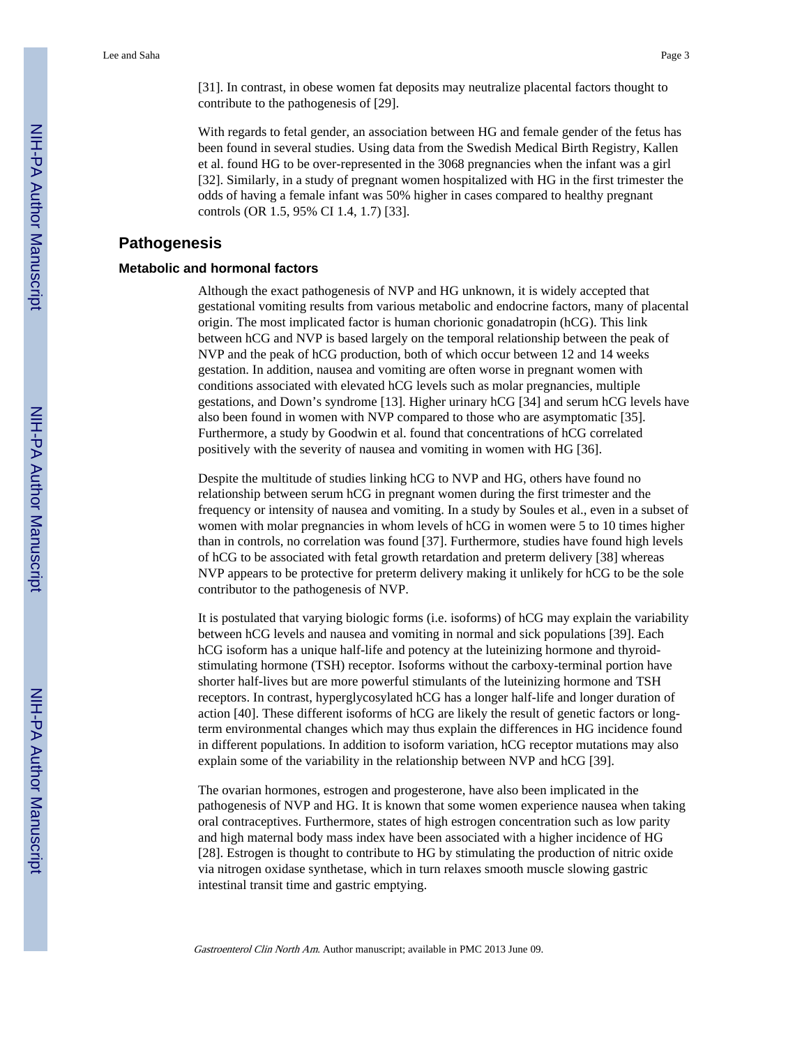[31]. In contrast, in obese women fat deposits may neutralize placental factors thought to contribute to the pathogenesis of [29].

With regards to fetal gender, an association between HG and female gender of the fetus has been found in several studies. Using data from the Swedish Medical Birth Registry, Kallen et al. found HG to be over-represented in the 3068 pregnancies when the infant was a girl [32]. Similarly, in a study of pregnant women hospitalized with HG in the first trimester the odds of having a female infant was 50% higher in cases compared to healthy pregnant controls (OR 1.5, 95% CI 1.4, 1.7) [33].

## Pathogenesis

### Metabolic and hormonal factors

Although the exact pathogenesis of NVP and HG unknown, it is widely accepted that gestational vomiting results from various metabolic and endocrine factors, many of placental origin. The most implicated factor is human chorionic gonadatropin (hCG). This link between hCG and NVP is based largely on the temporal relationship between the peak of NVP and the peak of hCG production, both of which occur between 12 and 14 weeks gestation. In addition, nausea and vomiting are often worse in pregnant women with conditions associated with elevated hCG levels such as molar pregnancies, multiple gestations, and Down's syndrome [13]. Higher urinary hCG [34] and serum hCG levels have also been found in women with NVP compared to those who are asymptomatic [35]. Furthermore, a study by Goodwin et al. found that concentrations of hCG correlated positively with the severity of nausea and vomiting in women with HG [36].

Despite the multitude of studies linking hCG to NVP and HG, others have found no relationship between serum hCG in pregnant women during the first trimester and the frequency or intensity of nausea and vomiting. In a study by Soules et al., even in a subset of women with molar pregnancies in whom levels of hCG in women were 5 to 10 times higher than in controls, no correlation was found [37]. Furthermore, studies have found high levels of hCG to be associated with fetal growth retardation and preterm delivery [38] whereas NVP appears to be protective for preterm delivery making it unlikely for hCG to be the sole contributor to the pathogenesis of NVP.

It is postulated that varying biologic forms (i.e. isoforms) of hCG may explain the variability between hCG levels and nausea and vomiting in normal and sick populations [39]. Each hCG isoform has a unique half-life and potency at the luteinizing hormone and thyroid-stimulating hormone (TSH) receptor. Isoforms without the carboxy-terminal portion have shorter half-lives but are more powerful stimulants of the luteinizing hormone and TSH receptors. In contrast, hyperglycosylated hCG has a longer half-life and longer duration of action [40]. These different isoforms of hCG are likely the result of genetic factors or long-term environmental changes which may thus explain the differences in HG incidence found in different populations. In addition to isoform variation, hCG receptor mutations may also explain some of the variability in the relationship between NVP and hCG [39].

The ovarian hormones, estrogen and progesterone, have also been implicated in the pathogenesis of NVP and HG. It is known that some women experience nausea when taking oral contraceptives. Furthermore, states of high estrogen concentration such as low parity and high maternal body mass index have been associated with a higher incidence of HG [28]. Estrogen is thought to contribute to HG by stimulating the production of nitric oxide via nitrogen oxidase synthetase, which in turn relaxes smooth muscle slowing gastric intestinal transit time and gastric emptying.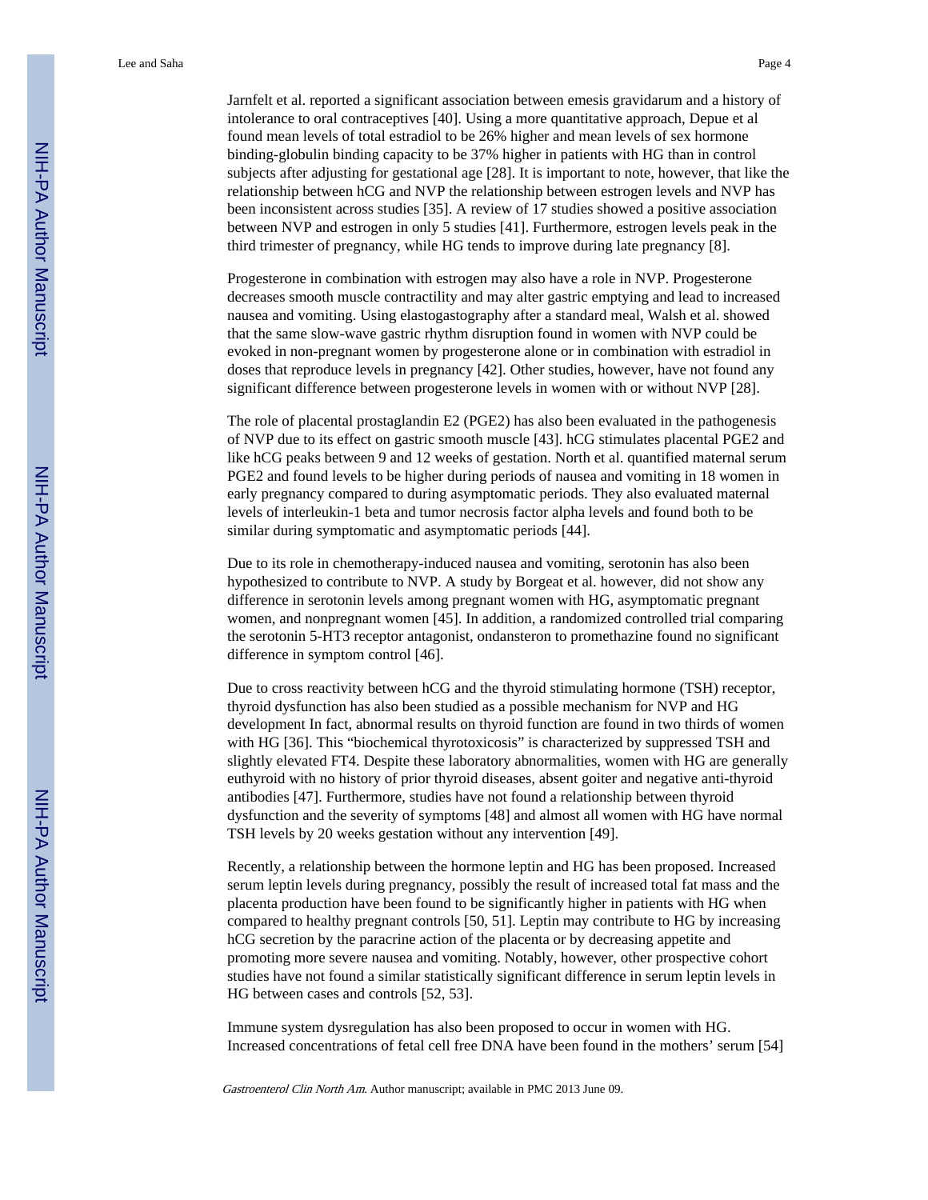Jarnfelt et al. reported a significant association between emesis gravidarum and a history of intolerance to oral contraceptives [40]. Using a more quantitative approach, Depue et al found mean levels of total estradiol to be 26% higher and mean levels of sex hormone binding-globulin binding capacity to be 37% higher in patients with HG than in control subjects after adjusting for gestational age [28]. It is important to note, however, that like the relationship between hCG and NVP the relationship between estrogen levels and NVP has been inconsistent across studies [35]. A review of 17 studies showed a positive association between NVP and estrogen in only 5 studies [41]. Furthermore, estrogen levels peak in the third trimester of pregnancy, while HG tends to improve during late pregnancy [8].

Progesterone in combination with estrogen may also have a role in NVP. Progesterone decreases smooth muscle contractility and may alter gastric emptying and lead to increased nausea and vomiting. Using elastogastography after a standard meal, Walsh et al. showed that the same slow-wave gastric rhythm disruption found in women with NVP could be evoked in non-pregnant women by progesterone alone or in combination with estradiol in doses that reproduce levels in pregnancy [42]. Other studies, however, have not found any significant difference between progesterone levels in women with or without NVP [28].

The role of placental prostaglandin E2 (PGE2) has also been evaluated in the pathogenesis of NVP due to its effect on gastric smooth muscle [43]. hCG stimulates placental PGE2 and like hCG peaks between 9 and 12 weeks of gestation. North et al. quantified maternal serum PGE2 and found levels to be higher during periods of nausea and vomiting in 18 women in early pregnancy compared to during asymptomatic periods. They also evaluated maternal levels of interleukin-1 beta and tumor necrosis factor alpha levels and found both to be similar during symptomatic and asymptomatic periods [44].

Due to its role in chemotherapy-induced nausea and vomiting, serotonin has also been hypothesized to contribute to NVP. A study by Borgeat et al. however, did not show any difference in serotonin levels among pregnant women with HG, asymptomatic pregnant women, and nonpregnant women [45]. In addition, a randomized controlled trial comparing the serotonin 5-HT3 receptor antagonist, ondansteron to promethazine found no significant difference in symptom control [46].

Due to cross reactivity between hCG and the thyroid stimulating hormone (TSH) receptor, thyroid dysfunction has also been studied as a possible mechanism for NVP and HG development In fact, abnormal results on thyroid function are found in two thirds of women with HG [36]. This "biochemical thyrotoxicosis" is characterized by suppressed TSH and slightly elevated FT4. Despite these laboratory abnormalities, women with HG are generally euthyroid with no history of prior thyroid diseases, absent goiter and negative anti-thyroid antibodies [47]. Furthermore, studies have not found a relationship between thyroid dysfunction and the severity of symptoms [48] and almost all women with HG have normal TSH levels by 20 weeks gestation without any intervention [49].

Recently, a relationship between the hormone leptin and HG has been proposed. Increased serum leptin levels during pregnancy, possibly the result of increased total fat mass and the placenta production have been found to be significantly higher in patients with HG when compared to healthy pregnant controls [50, 51]. Leptin may contribute to HG by increasing hCG secretion by the paracrine action of the placenta or by decreasing appetite and promoting more severe nausea and vomiting. Notably, however, other prospective cohort studies have not found a similar statistically significant difference in serum leptin levels in HG between cases and controls [52, 53].

Immune system dysregulation has also been proposed to occur in women with HG. Increased concentrations of fetal cell free DNA have been found in the mothers' serum [54]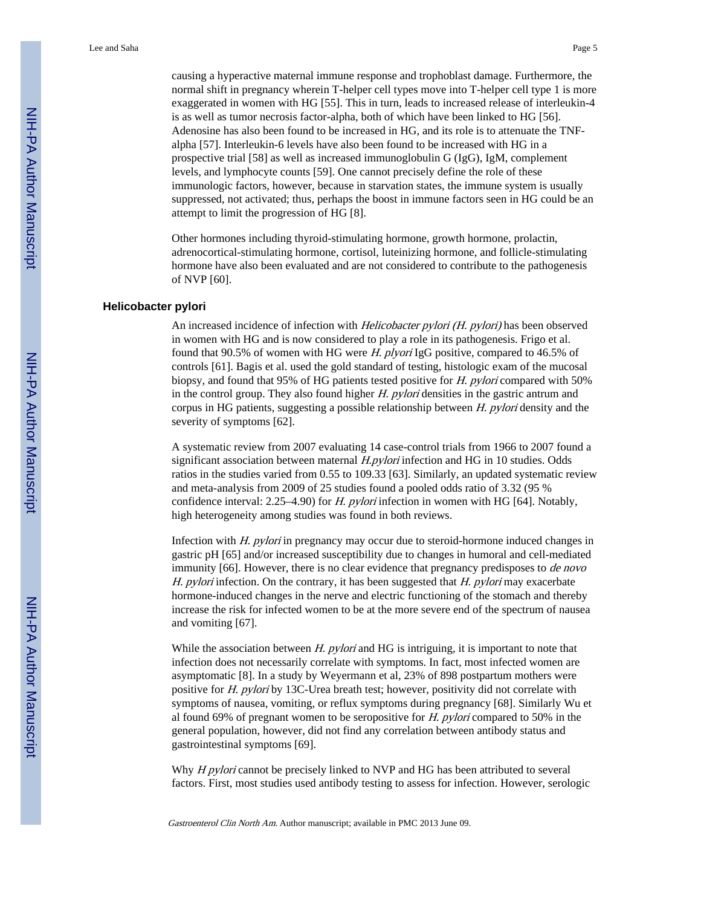causing a hyperactive maternal immune response and trophoblast damage. Furthermore, the normal shift in pregnancy wherein T-helper cell types move into T-helper cell type 1 is more exaggerated in women with HG [55]. This in turn, leads to increased release of interleukin-4 is as well as tumor necrosis factor-alpha, both of which have been linked to HG [56]. Adenosine has also been found to be increased in HG, and its role is to attenuate the TNF-alpha [57]. Interleukin-6 levels have also been found to be increased with HG in a prospective trial [58] as well as increased immunoglobulin G (IgG), IgM, complement levels, and lymphocyte counts [59]. One cannot precisely define the role of these immunologic factors, however, because in starvation states, the immune system is usually suppressed, not activated; thus, perhaps the boost in immune factors seen in HG could be an attempt to limit the progression of HG [8].

Other hormones including thyroid-stimulating hormone, growth hormone, prolactin, adrenocortical-stimulating hormone, cortisol, luteinizing hormone, and follicle-stimulating hormone have also been evaluated and are not considered to contribute to the pathogenesis of NVP [60].

## Helicobacter pylori

An increased incidence of infection with *Helicobacter pylori (H. pylori)* has been observed in women with HG and is now considered to play a role in its pathogenesis. Frigo et al. found that 90.5% of women with HG were *H. plyori* IgG positive, compared to 46.5% of controls [61]. Bagis et al. used the gold standard of testing, histologic exam of the mucosal biopsy, and found that 95% of HG patients tested positive for *H. pylori* compared with 50% in the control group. They also found higher *H. pylori* densities in the gastric antrum and corpus in HG patients, suggesting a possible relationship between *H. pylori* density and the severity of symptoms [62].

A systematic review from 2007 evaluating 14 case-control trials from 1966 to 2007 found a significant association between maternal *H.pylori* infection and HG in 10 studies. Odds ratios in the studies varied from 0.55 to 109.33 [63]. Similarly, an updated systematic review and meta-analysis from 2009 of 25 studies found a pooled odds ratio of 3.32 (95 % confidence interval: 2.25–4.90) for *H. pylori* infection in women with HG [64]. Notably, high heterogeneity among studies was found in both reviews.

Infection with *H. pylori* in pregnancy may occur due to steroid-hormone induced changes in gastric pH [65] and/or increased susceptibility due to changes in humoral and cell-mediated immunity [66]. However, there is no clear evidence that pregnancy predisposes to *de novo H. pylori* infection. On the contrary, it has been suggested that *H. pylori* may exacerbate hormone-induced changes in the nerve and electric functioning of the stomach and thereby increase the risk for infected women to be at the more severe end of the spectrum of nausea and vomiting [67].

While the association between *H. pylori* and HG is intriguing, it is important to note that infection does not necessarily correlate with symptoms. In fact, most infected women are asymptomatic [8]. In a study by Weyermann et al, 23% of 898 postpartum mothers were positive for *H. pylori* by 13C-Urea breath test; however, positivity did not correlate with symptoms of nausea, vomiting, or reflux symptoms during pregnancy [68]. Similarly Wu et al found 69% of pregnant women to be seropositive for *H. pylori* compared to 50% in the general population, however, did not find any correlation between antibody status and gastrointestinal symptoms [69].

Why *H pylori* cannot be precisely linked to NVP and HG has been attributed to several factors. First, most studies used antibody testing to assess for infection. However, serologic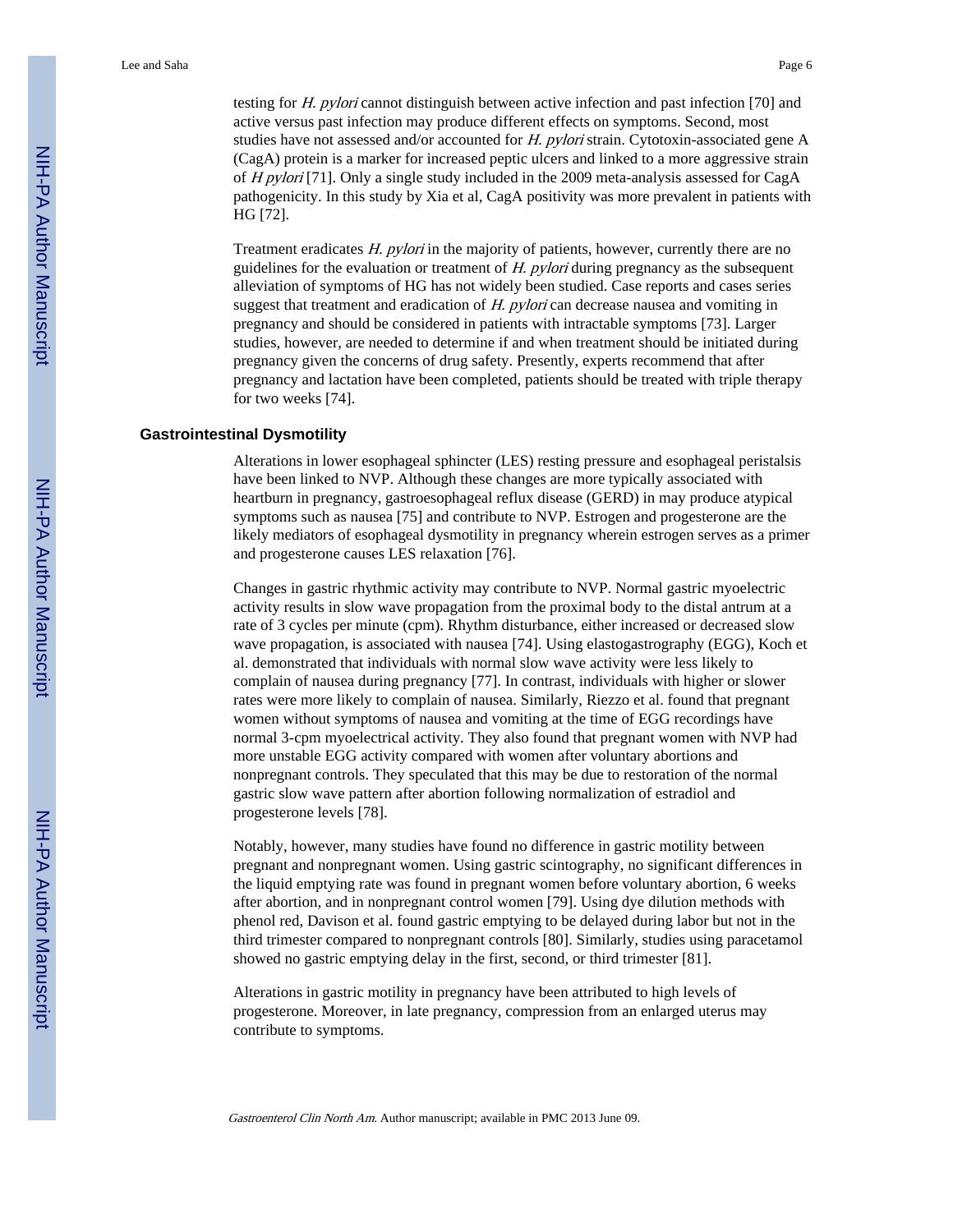testing for *H. pylori* cannot distinguish between active infection and past infection [70] and active versus past infection may produce different effects on symptoms. Second, most studies have not assessed and/or accounted for *H. pylori* strain. Cytotoxin-associated gene A (CagA) protein is a marker for increased peptic ulcers and linked to a more aggressive strain of *H pylori* [71]. Only a single study included in the 2009 meta-analysis assessed for CagA pathogenicity. In this study by Xia et al, CagA positivity was more prevalent in patients with HG [72].

Treatment eradicates *H. pylori* in the majority of patients, however, currently there are no guidelines for the evaluation or treatment of *H. pylori* during pregnancy as the subsequent alleviation of symptoms of HG has not widely been studied. Case reports and cases series suggest that treatment and eradication of *H. pylori* can decrease nausea and vomiting in pregnancy and should be considered in patients with intractable symptoms [73]. Larger studies, however, are needed to determine if and when treatment should be initiated during pregnancy given the concerns of drug safety. Presently, experts recommend that after pregnancy and lactation have been completed, patients should be treated with triple therapy for two weeks [74].

## Gastrointestinal Dysmotility

Alterations in lower esophageal sphincter (LES) resting pressure and esophageal peristalsis have been linked to NVP. Although these changes are more typically associated with heartburn in pregnancy, gastroesophageal reflux disease (GERD) in may produce atypical symptoms such as nausea [75] and contribute to NVP. Estrogen and progesterone are the likely mediators of esophageal dysmotility in pregnancy wherein estrogen serves as a primer and progesterone causes LES relaxation [76].

Changes in gastric rhythmic activity may contribute to NVP. Normal gastric myoelectric activity results in slow wave propagation from the proximal body to the distal antrum at a rate of 3 cycles per minute (cpm). Rhythm disturbance, either increased or decreased slow wave propagation, is associated with nausea [74]. Using elastogastrography (EGG), Koch et al. demonstrated that individuals with normal slow wave activity were less likely to complain of nausea during pregnancy [77]. In contrast, individuals with higher or slower rates were more likely to complain of nausea. Similarly, Riezzo et al. found that pregnant women without symptoms of nausea and vomiting at the time of EGG recordings have normal 3-cpm myoelectrical activity. They also found that pregnant women with NVP had more unstable EGG activity compared with women after voluntary abortions and nonpregnant controls. They speculated that this may be due to restoration of the normal gastric slow wave pattern after abortion following normalization of estradiol and progesterone levels [78].

Notably, however, many studies have found no difference in gastric motility between pregnant and nonpregnant women. Using gastric scintography, no significant differences in the liquid emptying rate was found in pregnant women before voluntary abortion, 6 weeks after abortion, and in nonpregnant control women [79]. Using dye dilution methods with phenol red, Davison et al. found gastric emptying to be delayed during labor but not in the third trimester compared to nonpregnant controls [80]. Similarly, studies using paracetamol showed no gastric emptying delay in the first, second, or third trimester [81].

Alterations in gastric motility in pregnancy have been attributed to high levels of progesterone. Moreover, in late pregnancy, compression from an enlarged uterus may contribute to symptoms.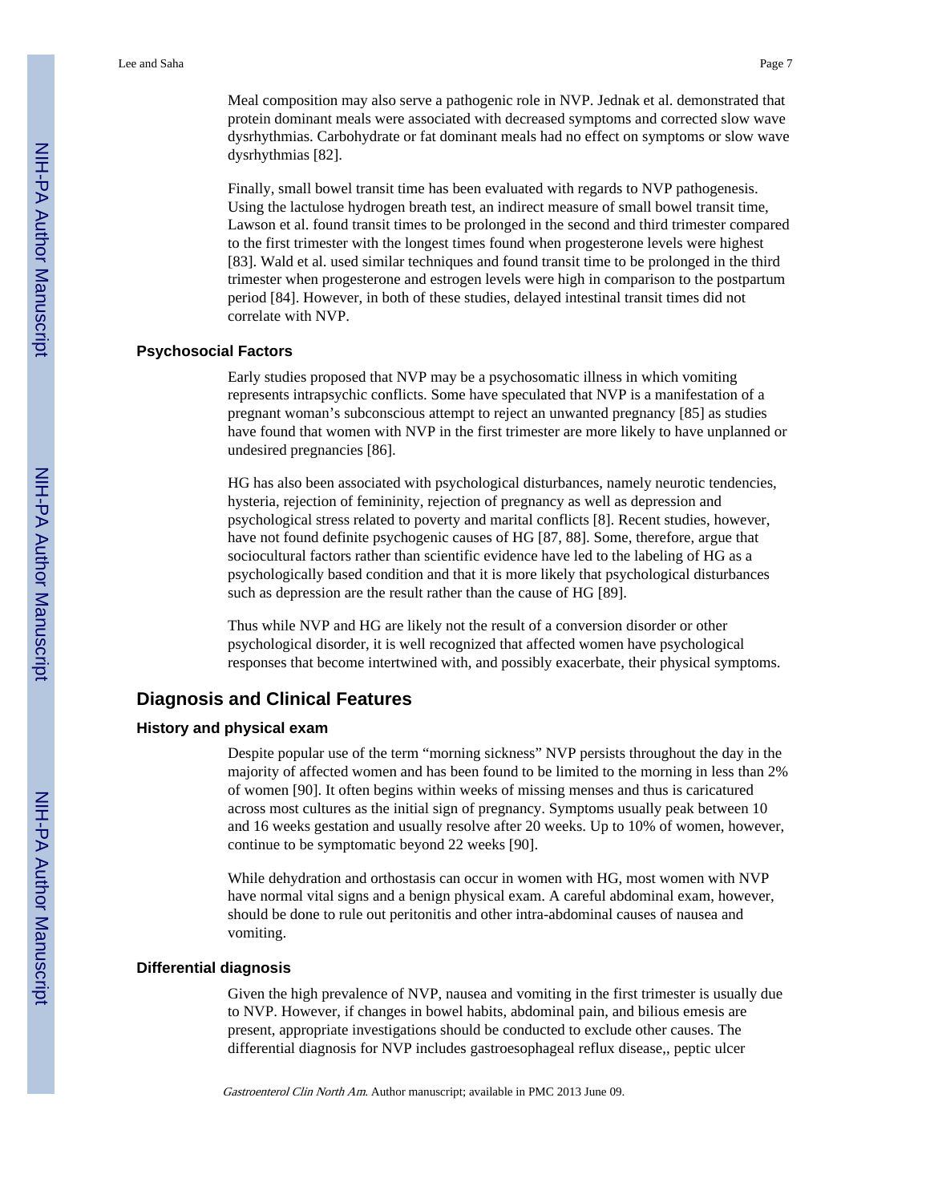Meal composition may also serve a pathogenic role in NVP. Jednak et al. demonstrated that protein dominant meals were associated with decreased symptoms and corrected slow wave dysrhythmias. Carbohydrate or fat dominant meals had no effect on symptoms or slow wave dysrhythmias [82].

Finally, small bowel transit time has been evaluated with regards to NVP pathogenesis. Using the lactulose hydrogen breath test, an indirect measure of small bowel transit time, Lawson et al. found transit times to be prolonged in the second and third trimester compared to the first trimester with the longest times found when progesterone levels were highest [83]. Wald et al. used similar techniques and found transit time to be prolonged in the third trimester when progesterone and estrogen levels were high in comparison to the postpartum period [84]. However, in both of these studies, delayed intestinal transit times did not correlate with NVP.

### Psychosocial Factors

Early studies proposed that NVP may be a psychosomatic illness in which vomiting represents intrapsychic conflicts. Some have speculated that NVP is a manifestation of a pregnant woman's subconscious attempt to reject an unwanted pregnancy [85] as studies have found that women with NVP in the first trimester are more likely to have unplanned or undesired pregnancies [86].

HG has also been associated with psychological disturbances, namely neurotic tendencies, hysteria, rejection of femininity, rejection of pregnancy as well as depression and psychological stress related to poverty and marital conflicts [8]. Recent studies, however, have not found definite psychogenic causes of HG [87, 88]. Some, therefore, argue that sociocultural factors rather than scientific evidence have led to the labeling of HG as a psychologically based condition and that it is more likely that psychological disturbances such as depression are the result rather than the cause of HG [89].

Thus while NVP and HG are likely not the result of a conversion disorder or other psychological disorder, it is well recognized that affected women have psychological responses that become intertwined with, and possibly exacerbate, their physical symptoms.

## Diagnosis and Clinical Features

### History and physical exam

Despite popular use of the term "morning sickness" NVP persists throughout the day in the majority of affected women and has been found to be limited to the morning in less than 2% of women [90]. It often begins within weeks of missing menses and thus is caricatured across most cultures as the initial sign of pregnancy. Symptoms usually peak between 10 and 16 weeks gestation and usually resolve after 20 weeks. Up to 10% of women, however, continue to be symptomatic beyond 22 weeks [90].

While dehydration and orthostasis can occur in women with HG, most women with NVP have normal vital signs and a benign physical exam. A careful abdominal exam, however, should be done to rule out peritonitis and other intra-abdominal causes of nausea and vomiting.

### Differential diagnosis

Given the high prevalence of NVP, nausea and vomiting in the first trimester is usually due to NVP. However, if changes in bowel habits, abdominal pain, and bilious emesis are present, appropriate investigations should be conducted to exclude other causes. The differential diagnosis for NVP includes gastroesophageal reflux disease,, peptic ulcer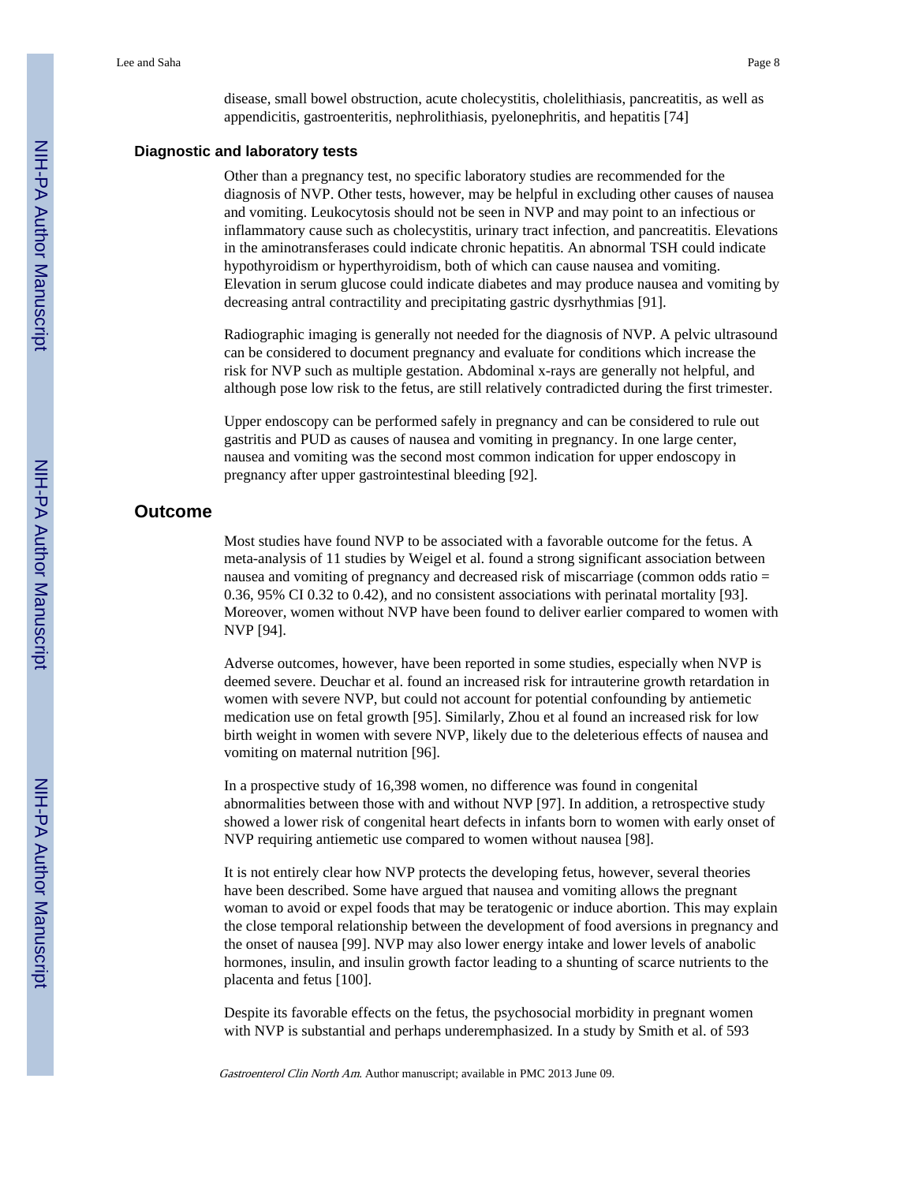disease, small bowel obstruction, acute cholecystitis, cholelithiasis, pancreatitis, as well as appendicitis, gastroenteritis, nephrolithiasis, pyelonephritis, and hepatitis [74]

### Diagnostic and laboratory tests

Other than a pregnancy test, no specific laboratory studies are recommended for the diagnosis of NVP. Other tests, however, may be helpful in excluding other causes of nausea and vomiting. Leukocytosis should not be seen in NVP and may point to an infectious or inflammatory cause such as cholecystitis, urinary tract infection, and pancreatitis. Elevations in the aminotransferases could indicate chronic hepatitis. An abnormal TSH could indicate hypothyroidism or hyperthyroidism, both of which can cause nausea and vomiting. Elevation in serum glucose could indicate diabetes and may produce nausea and vomiting by decreasing antral contractility and precipitating gastric dysrhythmias [91].

Radiographic imaging is generally not needed for the diagnosis of NVP. A pelvic ultrasound can be considered to document pregnancy and evaluate for conditions which increase the risk for NVP such as multiple gestation. Abdominal x-rays are generally not helpful, and although pose low risk to the fetus, are still relatively contradicted during the first trimester.

Upper endoscopy can be performed safely in pregnancy and can be considered to rule out gastritis and PUD as causes of nausea and vomiting in pregnancy. In one large center, nausea and vomiting was the second most common indication for upper endoscopy in pregnancy after upper gastrointestinal bleeding [92].

## Outcome

Most studies have found NVP to be associated with a favorable outcome for the fetus. A meta-analysis of 11 studies by Weigel et al. found a strong significant association between nausea and vomiting of pregnancy and decreased risk of miscarriage (common odds ratio = 0.36, 95% CI 0.32 to 0.42), and no consistent associations with perinatal mortality [93]. Moreover, women without NVP have been found to deliver earlier compared to women with NVP [94].

Adverse outcomes, however, have been reported in some studies, especially when NVP is deemed severe. Deuchar et al. found an increased risk for intrauterine growth retardation in women with severe NVP, but could not account for potential confounding by antiemetic medication use on fetal growth [95]. Similarly, Zhou et al found an increased risk for low birth weight in women with severe NVP, likely due to the deleterious effects of nausea and vomiting on maternal nutrition [96].

In a prospective study of 16,398 women, no difference was found in congenital abnormalities between those with and without NVP [97]. In addition, a retrospective study showed a lower risk of congenital heart defects in infants born to women with early onset of NVP requiring antiemetic use compared to women without nausea [98].

It is not entirely clear how NVP protects the developing fetus, however, several theories have been described. Some have argued that nausea and vomiting allows the pregnant woman to avoid or expel foods that may be teratogenic or induce abortion. This may explain the close temporal relationship between the development of food aversions in pregnancy and the onset of nausea [99]. NVP may also lower energy intake and lower levels of anabolic hormones, insulin, and insulin growth factor leading to a shunting of scarce nutrients to the placenta and fetus [100].

Despite its favorable effects on the fetus, the psychosocial morbidity in pregnant women with NVP is substantial and perhaps underemphasized. In a study by Smith et al. of 593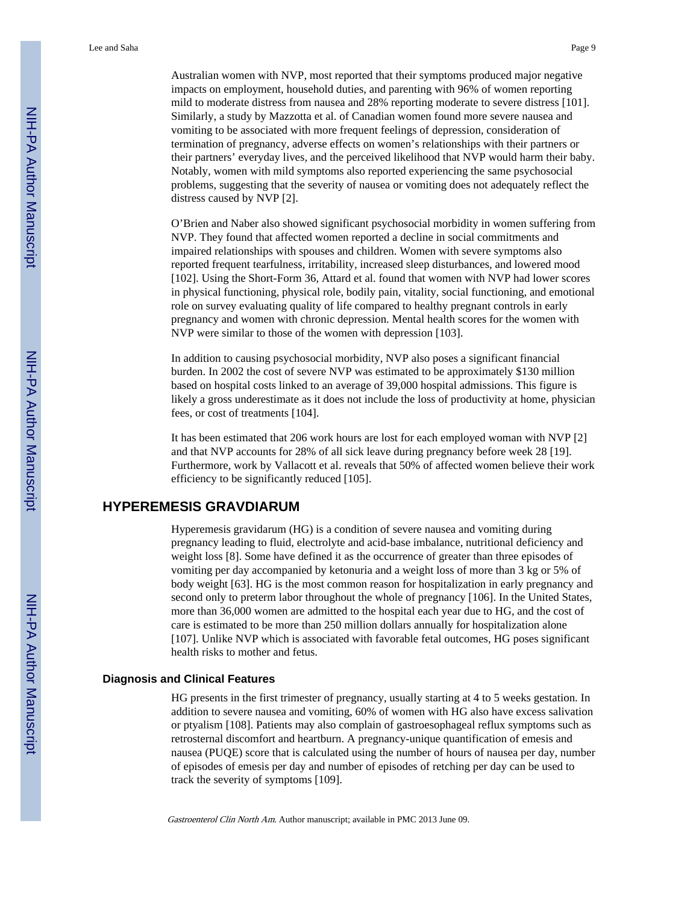Australian women with NVP, most reported that their symptoms produced major negative impacts on employment, household duties, and parenting with 96% of women reporting mild to moderate distress from nausea and 28% reporting moderate to severe distress [101]. Similarly, a study by Mazzotta et al. of Canadian women found more severe nausea and vomiting to be associated with more frequent feelings of depression, consideration of termination of pregnancy, adverse effects on women's relationships with their partners or their partners' everyday lives, and the perceived likelihood that NVP would harm their baby. Notably, women with mild symptoms also reported experiencing the same psychosocial problems, suggesting that the severity of nausea or vomiting does not adequately reflect the distress caused by NVP [2].

O'Brien and Naber also showed significant psychosocial morbidity in women suffering from NVP. They found that affected women reported a decline in social commitments and impaired relationships with spouses and children. Women with severe symptoms also reported frequent tearfulness, irritability, increased sleep disturbances, and lowered mood [102]. Using the Short-Form 36, Attard et al. found that women with NVP had lower scores in physical functioning, physical role, bodily pain, vitality, social functioning, and emotional role on survey evaluating quality of life compared to healthy pregnant controls in early pregnancy and women with chronic depression. Mental health scores for the women with NVP were similar to those of the women with depression [103].

In addition to causing psychosocial morbidity, NVP also poses a significant financial burden. In 2002 the cost of severe NVP was estimated to be approximately $130 million based on hospital costs linked to an average of 39,000 hospital admissions. This figure is likely a gross underestimate as it does not include the loss of productivity at home, physician fees, or cost of treatments [104].

It has been estimated that 206 work hours are lost for each employed woman with NVP [2] and that NVP accounts for 28% of all sick leave during pregnancy before week 28 [19]. Furthermore, work by Vallacott et al. reveals that 50% of affected women believe their work efficiency to be significantly reduced [105].

## HYPEREMESIS GRAVDIARUM

Hyperemesis gravidarum (HG) is a condition of severe nausea and vomiting during pregnancy leading to fluid, electrolyte and acid-base imbalance, nutritional deficiency and weight loss [8]. Some have defined it as the occurrence of greater than three episodes of vomiting per day accompanied by ketonuria and a weight loss of more than 3 kg or 5% of body weight [63]. HG is the most common reason for hospitalization in early pregnancy and second only to preterm labor throughout the whole of pregnancy [106]. In the United States, more than 36,000 women are admitted to the hospital each year due to HG, and the cost of care is estimated to be more than 250 million dollars annually for hospitalization alone [107]. Unlike NVP which is associated with favorable fetal outcomes, HG poses significant health risks to mother and fetus.

### Diagnosis and Clinical Features

HG presents in the first trimester of pregnancy, usually starting at 4 to 5 weeks gestation. In addition to severe nausea and vomiting, 60% of women with HG also have excess salivation or ptyalism [108]. Patients may also complain of gastroesophageal reflux symptoms such as retrosternal discomfort and heartburn. A pregnancy-unique quantification of emesis and nausea (PUQE) score that is calculated using the number of hours of nausea per day, number of episodes of emesis per day and number of episodes of retching per day can be used to track the severity of symptoms [109].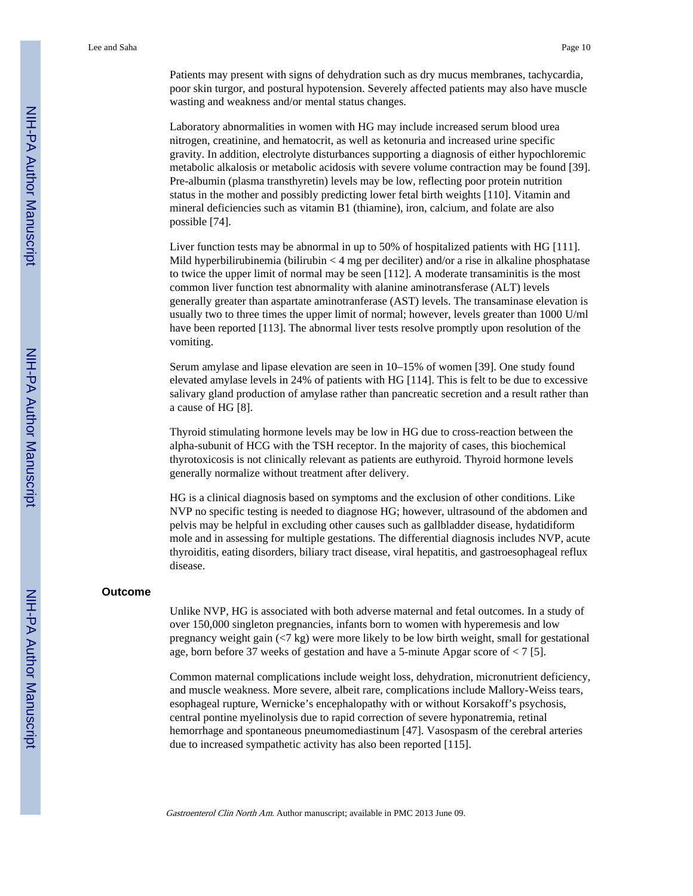Patients may present with signs of dehydration such as dry mucus membranes, tachycardia, poor skin turgor, and postural hypotension. Severely affected patients may also have muscle wasting and weakness and/or mental status changes.

Laboratory abnormalities in women with HG may include increased serum blood urea nitrogen, creatinine, and hematocrit, as well as ketonuria and increased urine specific gravity. In addition, electrolyte disturbances supporting a diagnosis of either hypochloremic metabolic alkalosis or metabolic acidosis with severe volume contraction may be found [39]. Pre-albumin (plasma transthyretin) levels may be low, reflecting poor protein nutrition status in the mother and possibly predicting lower fetal birth weights [110]. Vitamin and mineral deficiencies such as vitamin B1 (thiamine), iron, calcium, and folate are also possible [74].

Liver function tests may be abnormal in up to 50% of hospitalized patients with HG [111]. Mild hyperbilirubinemia (bilirubin < 4 mg per deciliter) and/or a rise in alkaline phosphatase to twice the upper limit of normal may be seen [112]. A moderate transaminitis is the most common liver function test abnormality with alanine aminotransferase (ALT) levels generally greater than aspartate aminotranferase (AST) levels. The transaminase elevation is usually two to three times the upper limit of normal; however, levels greater than 1000 U/ml have been reported [113]. The abnormal liver tests resolve promptly upon resolution of the vomiting.

Serum amylase and lipase elevation are seen in 10–15% of women [39]. One study found elevated amylase levels in 24% of patients with HG [114]. This is felt to be due to excessive salivary gland production of amylase rather than pancreatic secretion and a result rather than a cause of HG [8].

Thyroid stimulating hormone levels may be low in HG due to cross-reaction between the alpha-subunit of HCG with the TSH receptor. In the majority of cases, this biochemical thyrotoxicosis is not clinically relevant as patients are euthyroid. Thyroid hormone levels generally normalize without treatment after delivery.

HG is a clinical diagnosis based on symptoms and the exclusion of other conditions. Like NVP no specific testing is needed to diagnose HG; however, ultrasound of the abdomen and pelvis may be helpful in excluding other causes such as gallbladder disease, hydatidiform mole and in assessing for multiple gestations. The differential diagnosis includes NVP, acute thyroiditis, eating disorders, biliary tract disease, viral hepatitis, and gastroesophageal reflux disease.

## Outcome

Unlike NVP, HG is associated with both adverse maternal and fetal outcomes. In a study of over 150,000 singleton pregnancies, infants born to women with hyperemesis and low pregnancy weight gain (<7 kg) were more likely to be low birth weight, small for gestational age, born before 37 weeks of gestation and have a 5-minute Apgar score of < 7 [5].

Common maternal complications include weight loss, dehydration, micronutrient deficiency, and muscle weakness. More severe, albeit rare, complications include Mallory-Weiss tears, esophageal rupture, Wernicke's encephalopathy with or without Korsakoff's psychosis, central pontine myelinolysis due to rapid correction of severe hyponatremia, retinal hemorrhage and spontaneous pneumomediastinum [47]. Vasospasm of the cerebral arteries due to increased sympathetic activity has also been reported [115].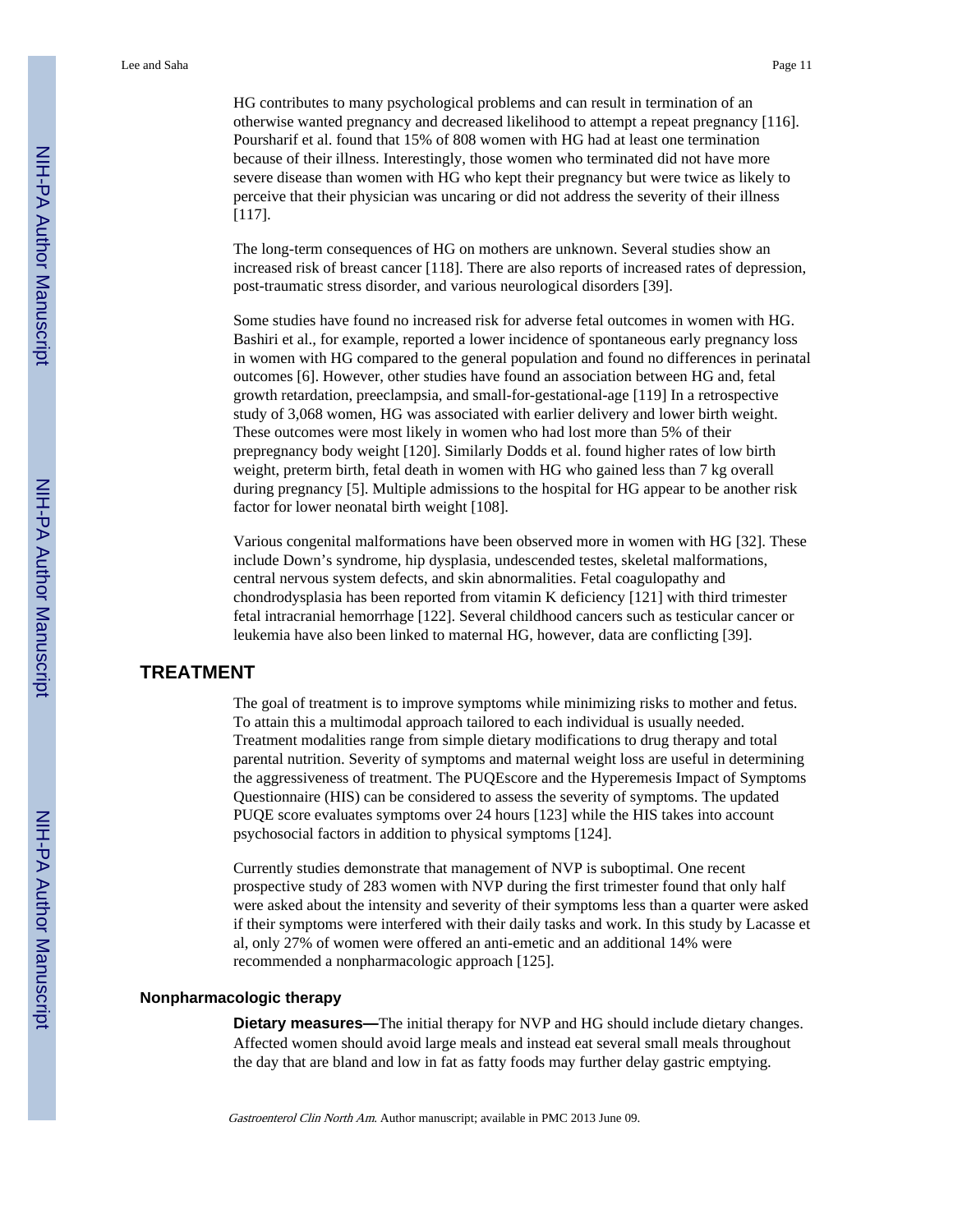HG contributes to many psychological problems and can result in termination of an otherwise wanted pregnancy and decreased likelihood to attempt a repeat pregnancy [116]. Poursharif et al. found that 15% of 808 women with HG had at least one termination because of their illness. Interestingly, those women who terminated did not have more severe disease than women with HG who kept their pregnancy but were twice as likely to perceive that their physician was uncaring or did not address the severity of their illness [117].

The long-term consequences of HG on mothers are unknown. Several studies show an increased risk of breast cancer [118]. There are also reports of increased rates of depression, post-traumatic stress disorder, and various neurological disorders [39].

Some studies have found no increased risk for adverse fetal outcomes in women with HG. Bashiri et al., for example, reported a lower incidence of spontaneous early pregnancy loss in women with HG compared to the general population and found no differences in perinatal outcomes [6]. However, other studies have found an association between HG and, fetal growth retardation, preeclampsia, and small-for-gestational-age [119] In a retrospective study of 3,068 women, HG was associated with earlier delivery and lower birth weight. These outcomes were most likely in women who had lost more than 5% of their prepregnancy body weight [120]. Similarly Dodds et al. found higher rates of low birth weight, preterm birth, fetal death in women with HG who gained less than 7 kg overall during pregnancy [5]. Multiple admissions to the hospital for HG appear to be another risk factor for lower neonatal birth weight [108].

Various congenital malformations have been observed more in women with HG [32]. These include Down's syndrome, hip dysplasia, undescended testes, skeletal malformations, central nervous system defects, and skin abnormalities. Fetal coagulopathy and chondrodysplasia has been reported from vitamin K deficiency [121] with third trimester fetal intracranial hemorrhage [122]. Several childhood cancers such as testicular cancer or leukemia have also been linked to maternal HG, however, data are conflicting [39].

# TREATMENT

The goal of treatment is to improve symptoms while minimizing risks to mother and fetus. To attain this a multimodal approach tailored to each individual is usually needed. Treatment modalities range from simple dietary modifications to drug therapy and total parental nutrition. Severity of symptoms and maternal weight loss are useful in determining the aggressiveness of treatment. The PUQEscore and the Hyperemesis Impact of Symptoms Questionnaire (HIS) can be considered to assess the severity of symptoms. The updated PUQE score evaluates symptoms over 24 hours [123] while the HIS takes into account psychosocial factors in addition to physical symptoms [124].

Currently studies demonstrate that management of NVP is suboptimal. One recent prospective study of 283 women with NVP during the first trimester found that only half were asked about the intensity and severity of their symptoms less than a quarter were asked if their symptoms were interfered with their daily tasks and work. In this study by Lacasse et al, only 27% of women were offered an anti-emetic and an additional 14% were recommended a nonpharmacologic approach [125].

## Nonpharmacologic therapy

**Dietary measures—**The initial therapy for NVP and HG should include dietary changes. Affected women should avoid large meals and instead eat several small meals throughout the day that are bland and low in fat as fatty foods may further delay gastric emptying.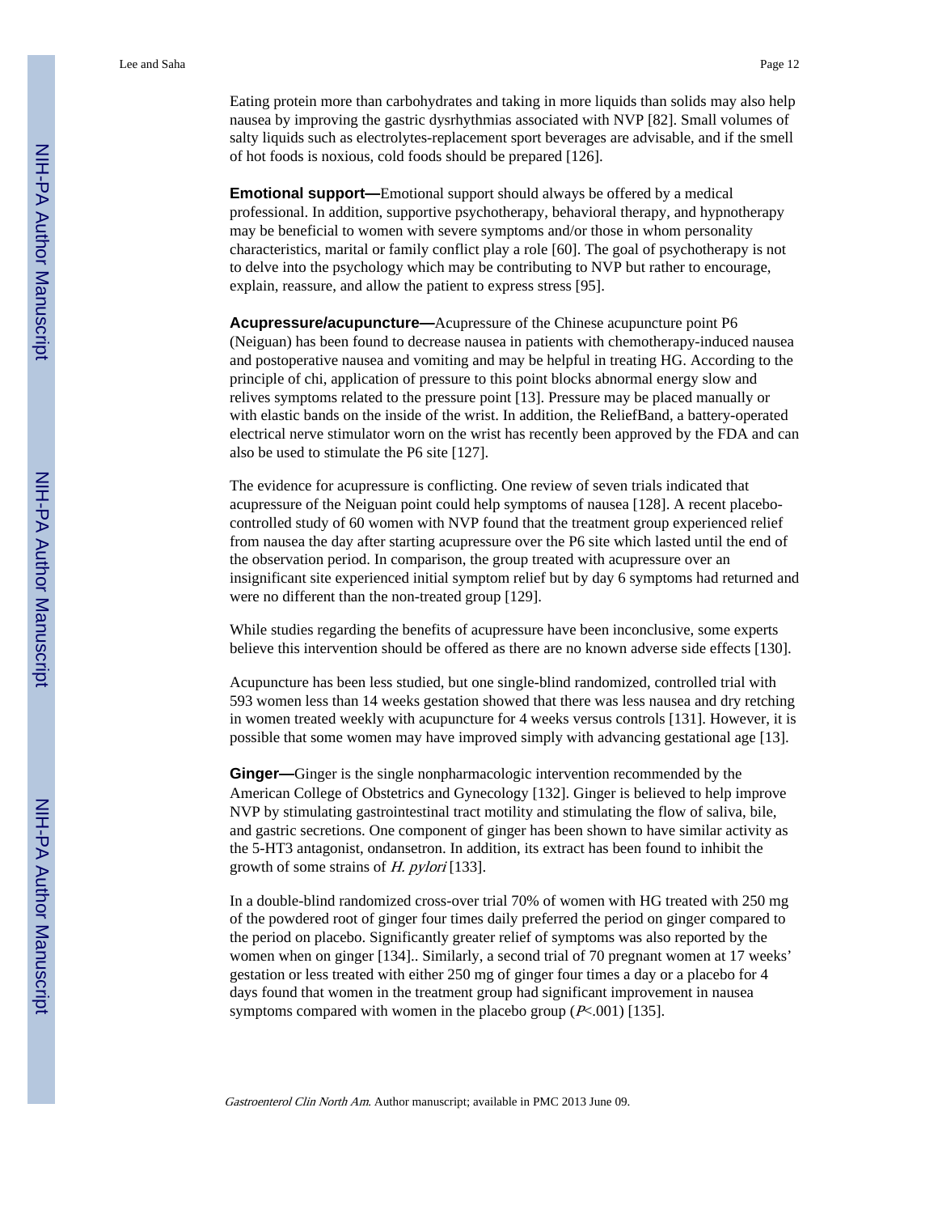Eating protein more than carbohydrates and taking in more liquids than solids may also help nausea by improving the gastric dysrhythmias associated with NVP [82]. Small volumes of salty liquids such as electrolytes-replacement sport beverages are advisable, and if the smell of hot foods is noxious, cold foods should be prepared [126].

**Emotional support—**Emotional support should always be offered by a medical professional. In addition, supportive psychotherapy, behavioral therapy, and hypnotherapy may be beneficial to women with severe symptoms and/or those in whom personality characteristics, marital or family conflict play a role [60]. The goal of psychotherapy is not to delve into the psychology which may be contributing to NVP but rather to encourage, explain, reassure, and allow the patient to express stress [95].

**Acupressure/acupuncture—**Acupressure of the Chinese acupuncture point P6 (Neiguan) has been found to decrease nausea in patients with chemotherapy-induced nausea and postoperative nausea and vomiting and may be helpful in treating HG. According to the principle of chi, application of pressure to this point blocks abnormal energy slow and relives symptoms related to the pressure point [13]. Pressure may be placed manually or with elastic bands on the inside of the wrist. In addition, the ReliefBand, a battery-operated electrical nerve stimulator worn on the wrist has recently been approved by the FDA and can also be used to stimulate the P6 site [127].

The evidence for acupressure is conflicting. One review of seven trials indicated that acupressure of the Neiguan point could help symptoms of nausea [128]. A recent placebo-controlled study of 60 women with NVP found that the treatment group experienced relief from nausea the day after starting acupressure over the P6 site which lasted until the end of the observation period. In comparison, the group treated with acupressure over an insignificant site experienced initial symptom relief but by day 6 symptoms had returned and were no different than the non-treated group [129].

While studies regarding the benefits of acupressure have been inconclusive, some experts believe this intervention should be offered as there are no known adverse side effects [130].

Acupuncture has been less studied, but one single-blind randomized, controlled trial with 593 women less than 14 weeks gestation showed that there was less nausea and dry retching in women treated weekly with acupuncture for 4 weeks versus controls [131]. However, it is possible that some women may have improved simply with advancing gestational age [13].

**Ginger—**Ginger is the single nonpharmacologic intervention recommended by the American College of Obstetrics and Gynecology [132]. Ginger is believed to help improve NVP by stimulating gastrointestinal tract motility and stimulating the flow of saliva, bile, and gastric secretions. One component of ginger has been shown to have similar activity as the 5-HT3 antagonist, ondansetron. In addition, its extract has been found to inhibit the growth of some strains of *H. pylori* [133].

In a double-blind randomized cross-over trial 70% of women with HG treated with 250 mg of the powdered root of ginger four times daily preferred the period on ginger compared to the period on placebo. Significantly greater relief of symptoms was also reported by the women when on ginger [134].. Similarly, a second trial of 70 pregnant women at 17 weeks' gestation or less treated with either 250 mg of ginger four times a day or a placebo for 4 days found that women in the treatment group had significant improvement in nausea symptoms compared with women in the placebo group ($P<.001$) [135].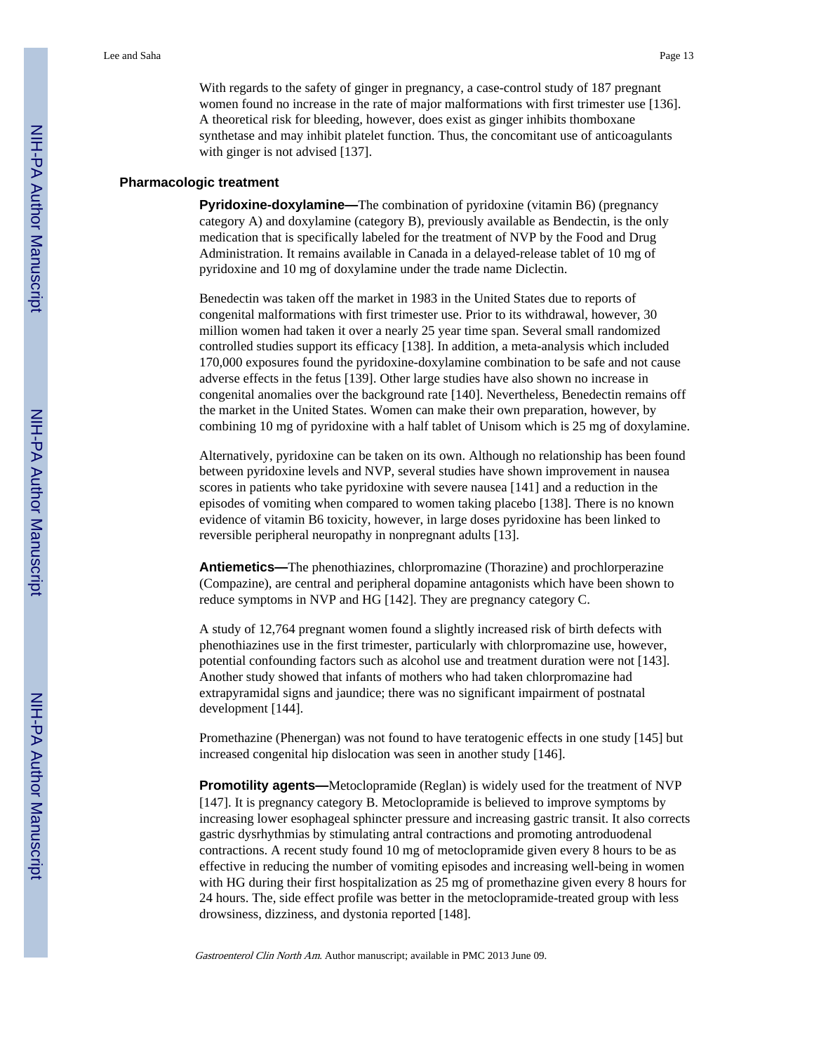With regards to the safety of ginger in pregnancy, a case-control study of 187 pregnant women found no increase in the rate of major malformations with first trimester use [136]. A theoretical risk for bleeding, however, does exist as ginger inhibits thomboxane synthetase and may inhibit platelet function. Thus, the concomitant use of anticoagulants with ginger is not advised [137].

## Pharmacologic treatment

**Pyridoxine-doxylamine—**The combination of pyridoxine (vitamin B6) (pregnancy category A) and doxylamine (category B), previously available as Bendectin, is the only medication that is specifically labeled for the treatment of NVP by the Food and Drug Administration. It remains available in Canada in a delayed-release tablet of 10 mg of pyridoxine and 10 mg of doxylamine under the trade name Diclectin.

Benedectin was taken off the market in 1983 in the United States due to reports of congenital malformations with first trimester use. Prior to its withdrawal, however, 30 million women had taken it over a nearly 25 year time span. Several small randomized controlled studies support its efficacy [138]. In addition, a meta-analysis which included 170,000 exposures found the pyridoxine-doxylamine combination to be safe and not cause adverse effects in the fetus [139]. Other large studies have also shown no increase in congenital anomalies over the background rate [140]. Nevertheless, Benedectin remains off the market in the United States. Women can make their own preparation, however, by combining 10 mg of pyridoxine with a half tablet of Unisom which is 25 mg of doxylamine.

Alternatively, pyridoxine can be taken on its own. Although no relationship has been found between pyridoxine levels and NVP, several studies have shown improvement in nausea scores in patients who take pyridoxine with severe nausea [141] and a reduction in the episodes of vomiting when compared to women taking placebo [138]. There is no known evidence of vitamin B6 toxicity, however, in large doses pyridoxine has been linked to reversible peripheral neuropathy in nonpregnant adults [13].

**Antiemetics—**The phenothiazines, chlorpromazine (Thorazine) and prochlorperazine (Compazine), are central and peripheral dopamine antagonists which have been shown to reduce symptoms in NVP and HG [142]. They are pregnancy category C.

A study of 12,764 pregnant women found a slightly increased risk of birth defects with phenothiazines use in the first trimester, particularly with chlorpromazine use, however, potential confounding factors such as alcohol use and treatment duration were not [143]. Another study showed that infants of mothers who had taken chlorpromazine had extrapyramidal signs and jaundice; there was no significant impairment of postnatal development [144].

Promethazine (Phenergan) was not found to have teratogenic effects in one study [145] but increased congenital hip dislocation was seen in another study [146].

**Promotility agents—**Metoclopramide (Reglan) is widely used for the treatment of NVP [147]. It is pregnancy category B. Metoclopramide is believed to improve symptoms by increasing lower esophageal sphincter pressure and increasing gastric transit. It also corrects gastric dysrhythmias by stimulating antral contractions and promoting antroduodenal contractions. A recent study found 10 mg of metoclopramide given every 8 hours to be as effective in reducing the number of vomiting episodes and increasing well-being in women with HG during their first hospitalization as 25 mg of promethazine given every 8 hours for 24 hours. The, side effect profile was better in the metoclopramide-treated group with less drowsiness, dizziness, and dystonia reported [148].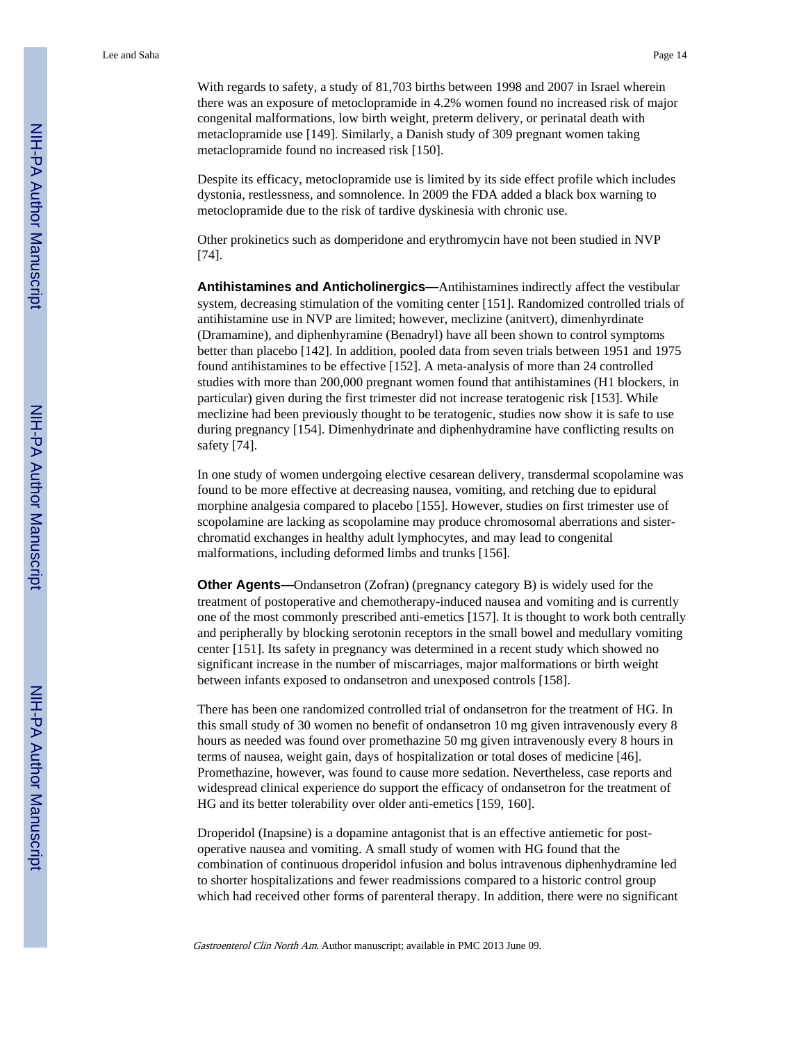With regards to safety, a study of 81,703 births between 1998 and 2007 in Israel wherein there was an exposure of metoclopramide in 4.2% women found no increased risk of major congenital malformations, low birth weight, preterm delivery, or perinatal death with metaclopramide use [149]. Similarly, a Danish study of 309 pregnant women taking metaclopramide found no increased risk [150].

Despite its efficacy, metoclopramide use is limited by its side effect profile which includes dystonia, restlessness, and somnolence. In 2009 the FDA added a black box warning to metoclopramide due to the risk of tardive dyskinesia with chronic use.

Other prokinetics such as domperidone and erythromycin have not been studied in NVP [74].

**Antihistamines and Anticholinergics—**Antihistamines indirectly affect the vestibular system, decreasing stimulation of the vomiting center [151]. Randomized controlled trials of antihistamine use in NVP are limited; however, meclizine (anitvert), dimenhyrdinate (Dramamine), and diphenhyramine (Benadryl) have all been shown to control symptoms better than placebo [142]. In addition, pooled data from seven trials between 1951 and 1975 found antihistamines to be effective [152]. A meta-analysis of more than 24 controlled studies with more than 200,000 pregnant women found that antihistamines (H1 blockers, in particular) given during the first trimester did not increase teratogenic risk [153]. While meclizine had been previously thought to be teratogenic, studies now show it is safe to use during pregnancy [154]. Dimenhydrinate and diphenhydramine have conflicting results on safety [74].

In one study of women undergoing elective cesarean delivery, transdermal scopolamine was found to be more effective at decreasing nausea, vomiting, and retching due to epidural morphine analgesia compared to placebo [155]. However, studies on first trimester use of scopolamine are lacking as scopolamine may produce chromosomal aberrations and sister-chromatid exchanges in healthy adult lymphocytes, and may lead to congenital malformations, including deformed limbs and trunks [156].

**Other Agents—**Ondansetron (Zofran) (pregnancy category B) is widely used for the treatment of postoperative and chemotherapy-induced nausea and vomiting and is currently one of the most commonly prescribed anti-emetics [157]. It is thought to work both centrally and peripherally by blocking serotonin receptors in the small bowel and medullary vomiting center [151]. Its safety in pregnancy was determined in a recent study which showed no significant increase in the number of miscarriages, major malformations or birth weight between infants exposed to ondansetron and unexposed controls [158].

There has been one randomized controlled trial of ondansetron for the treatment of HG. In this small study of 30 women no benefit of ondansetron 10 mg given intravenously every 8 hours as needed was found over promethazine 50 mg given intravenously every 8 hours in terms of nausea, weight gain, days of hospitalization or total doses of medicine [46]. Promethazine, however, was found to cause more sedation. Nevertheless, case reports and widespread clinical experience do support the efficacy of ondansetron for the treatment of HG and its better tolerability over older anti-emetics [159, 160].

Droperidol (Inapsine) is a dopamine antagonist that is an effective antiemetic for post-operative nausea and vomiting. A small study of women with HG found that the combination of continuous droperidol infusion and bolus intravenous diphenhydramine led to shorter hospitalizations and fewer readmissions compared to a historic control group which had received other forms of parenteral therapy. In addition, there were no significant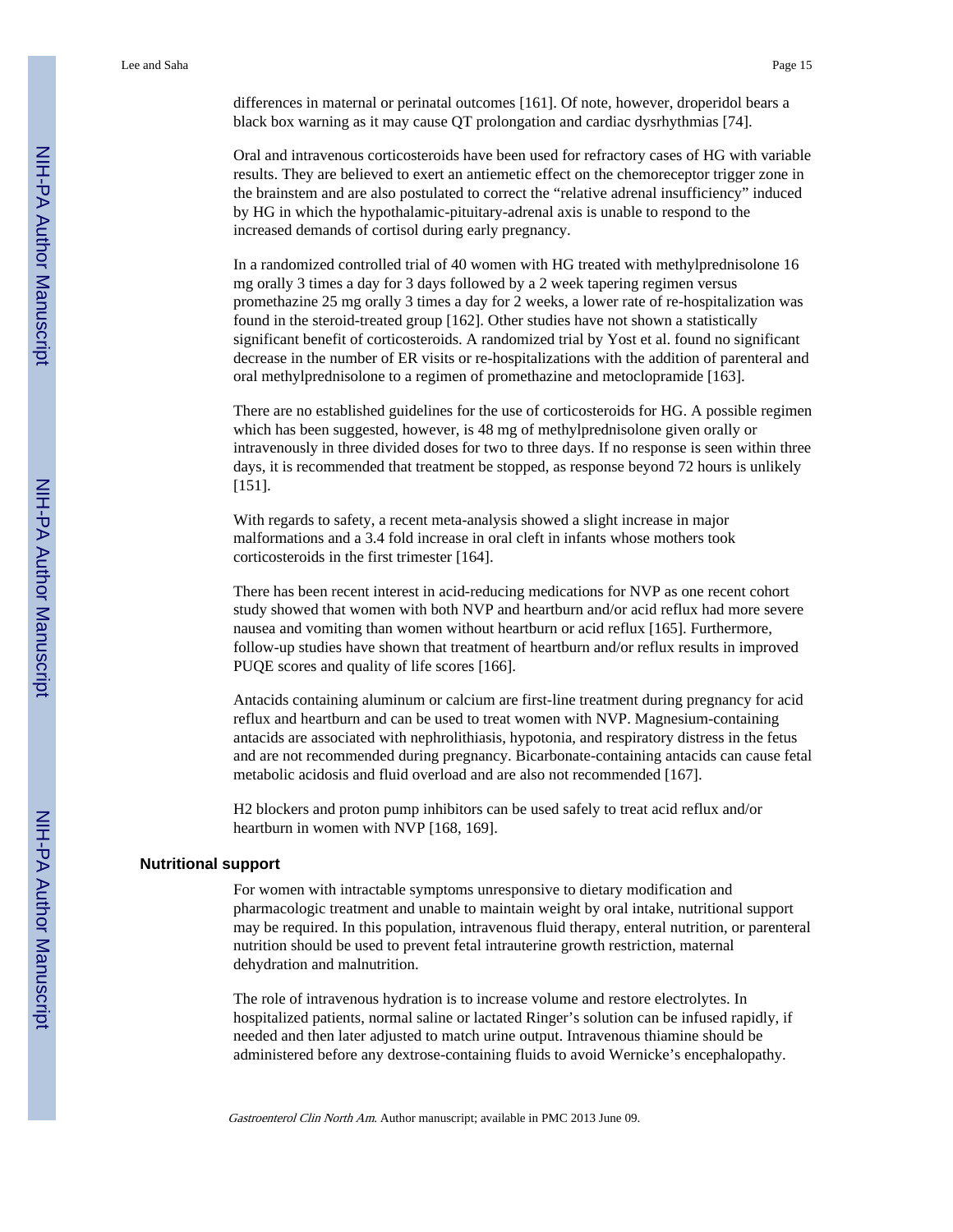differences in maternal or perinatal outcomes [161]. Of note, however, droperidol bears a black box warning as it may cause QT prolongation and cardiac dysrhythmias [74].

Oral and intravenous corticosteroids have been used for refractory cases of HG with variable results. They are believed to exert an antiemetic effect on the chemoreceptor trigger zone in the brainstem and are also postulated to correct the "relative adrenal insufficiency" induced by HG in which the hypothalamic-pituitary-adrenal axis is unable to respond to the increased demands of cortisol during early pregnancy.

In a randomized controlled trial of 40 women with HG treated with methylprednisolone 16 mg orally 3 times a day for 3 days followed by a 2 week tapering regimen versus promethazine 25 mg orally 3 times a day for 2 weeks, a lower rate of re-hospitalization was found in the steroid-treated group [162]. Other studies have not shown a statistically significant benefit of corticosteroids. A randomized trial by Yost et al. found no significant decrease in the number of ER visits or re-hospitalizations with the addition of parenteral and oral methylprednisolone to a regimen of promethazine and metoclopramide [163].

There are no established guidelines for the use of corticosteroids for HG. A possible regimen which has been suggested, however, is 48 mg of methylprednisolone given orally or intravenously in three divided doses for two to three days. If no response is seen within three days, it is recommended that treatment be stopped, as response beyond 72 hours is unlikely [151].

With regards to safety, a recent meta-analysis showed a slight increase in major malformations and a 3.4 fold increase in oral cleft in infants whose mothers took corticosteroids in the first trimester [164].

There has been recent interest in acid-reducing medications for NVP as one recent cohort study showed that women with both NVP and heartburn and/or acid reflux had more severe nausea and vomiting than women without heartburn or acid reflux [165]. Furthermore, follow-up studies have shown that treatment of heartburn and/or reflux results in improved PUQE scores and quality of life scores [166].

Antacids containing aluminum or calcium are first-line treatment during pregnancy for acid reflux and heartburn and can be used to treat women with NVP. Magnesium-containing antacids are associated with nephrolithiasis, hypotonia, and respiratory distress in the fetus and are not recommended during pregnancy. Bicarbonate-containing antacids can cause fetal metabolic acidosis and fluid overload and are also not recommended [167].

H2 blockers and proton pump inhibitors can be used safely to treat acid reflux and/or heartburn in women with NVP [168, 169].

## Nutritional support

For women with intractable symptoms unresponsive to dietary modification and pharmacologic treatment and unable to maintain weight by oral intake, nutritional support may be required. In this population, intravenous fluid therapy, enteral nutrition, or parenteral nutrition should be used to prevent fetal intrauterine growth restriction, maternal dehydration and malnutrition.

The role of intravenous hydration is to increase volume and restore electrolytes. In hospitalized patients, normal saline or lactated Ringer's solution can be infused rapidly, if needed and then later adjusted to match urine output. Intravenous thiamine should be administered before any dextrose-containing fluids to avoid Wernicke's encephalopathy.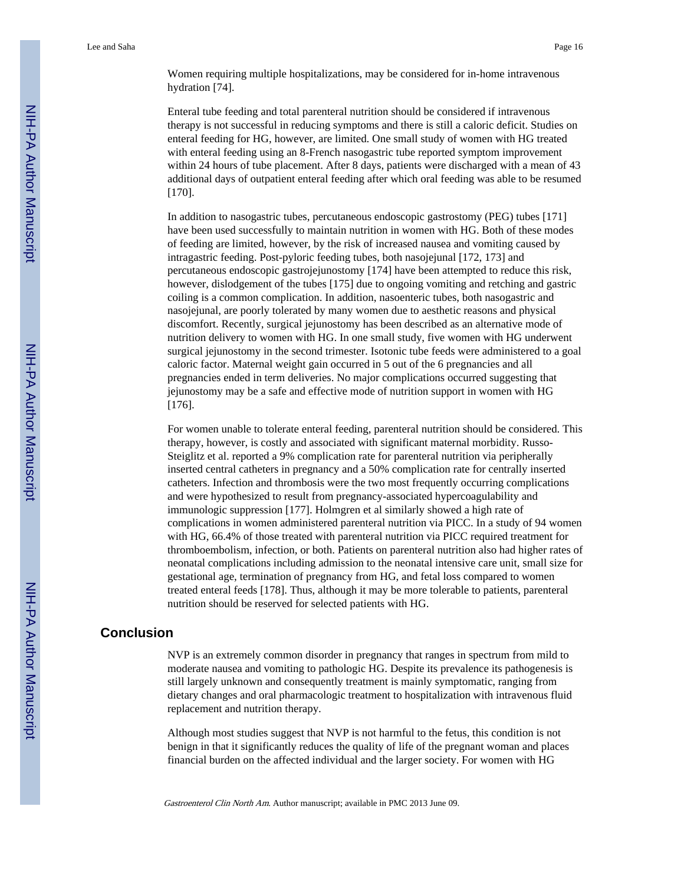Women requiring multiple hospitalizations, may be considered for in-home intravenous hydration [74].

Enteral tube feeding and total parenteral nutrition should be considered if intravenous therapy is not successful in reducing symptoms and there is still a caloric deficit. Studies on enteral feeding for HG, however, are limited. One small study of women with HG treated with enteral feeding using an 8-French nasogastric tube reported symptom improvement within 24 hours of tube placement. After 8 days, patients were discharged with a mean of 43 additional days of outpatient enteral feeding after which oral feeding was able to be resumed [170].

In addition to nasogastric tubes, percutaneous endoscopic gastrostomy (PEG) tubes [171] have been used successfully to maintain nutrition in women with HG. Both of these modes of feeding are limited, however, by the risk of increased nausea and vomiting caused by intragastric feeding. Post-pyloric feeding tubes, both nasojejunal [172, 173] and percutaneous endoscopic gastrojejunostomy [174] have been attempted to reduce this risk, however, dislodgement of the tubes [175] due to ongoing vomiting and retching and gastric coiling is a common complication. In addition, nasoenteric tubes, both nasogastric and nasojejunal, are poorly tolerated by many women due to aesthetic reasons and physical discomfort. Recently, surgical jejunostomy has been described as an alternative mode of nutrition delivery to women with HG. In one small study, five women with HG underwent surgical jejunostomy in the second trimester. Isotonic tube feeds were administered to a goal caloric factor. Maternal weight gain occurred in 5 out of the 6 pregnancies and all pregnancies ended in term deliveries. No major complications occurred suggesting that jejunostomy may be a safe and effective mode of nutrition support in women with HG [176].

For women unable to tolerate enteral feeding, parenteral nutrition should be considered. This therapy, however, is costly and associated with significant maternal morbidity. Russo-Steiglitz et al. reported a 9% complication rate for parenteral nutrition via peripherally inserted central catheters in pregnancy and a 50% complication rate for centrally inserted catheters. Infection and thrombosis were the two most frequently occurring complications and were hypothesized to result from pregnancy-associated hypercoagulability and immunologic suppression [177]. Holmgren et al similarly showed a high rate of complications in women administered parenteral nutrition via PICC. In a study of 94 women with HG, 66.4% of those treated with parenteral nutrition via PICC required treatment for thromboembolism, infection, or both. Patients on parenteral nutrition also had higher rates of neonatal complications including admission to the neonatal intensive care unit, small size for gestational age, termination of pregnancy from HG, and fetal loss compared to women treated enteral feeds [178]. Thus, although it may be more tolerable to patients, parenteral nutrition should be reserved for selected patients with HG.

## Conclusion

NVP is an extremely common disorder in pregnancy that ranges in spectrum from mild to moderate nausea and vomiting to pathologic HG. Despite its prevalence its pathogenesis is still largely unknown and consequently treatment is mainly symptomatic, ranging from dietary changes and oral pharmacologic treatment to hospitalization with intravenous fluid replacement and nutrition therapy.

Although most studies suggest that NVP is not harmful to the fetus, this condition is not benign in that it significantly reduces the quality of life of the pregnant woman and places financial burden on the affected individual and the larger society. For women with HG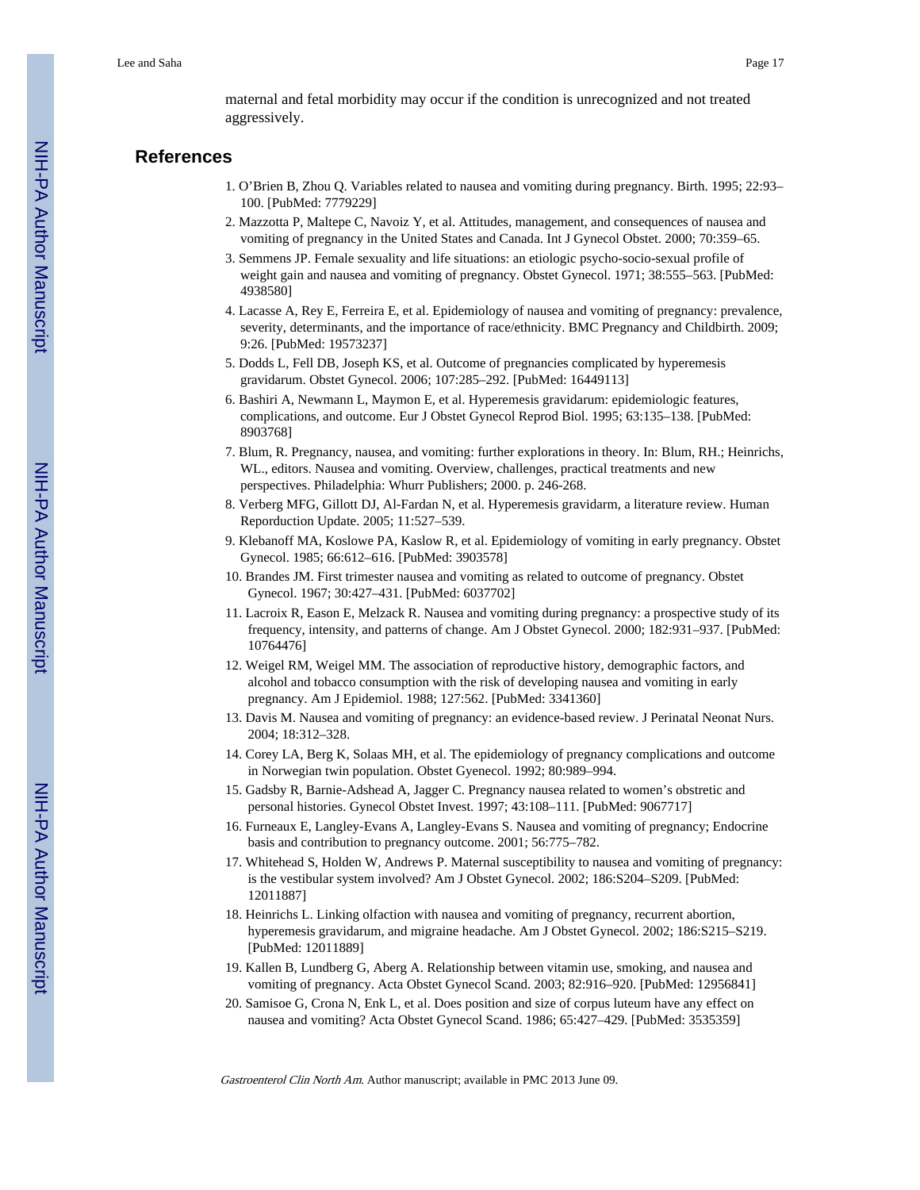maternal and fetal morbidity may occur if the condition is unrecognized and not treated aggressively.

## References

1. O'Brien B, Zhou Q. Variables related to nausea and vomiting during pregnancy. Birth. 1995; 22:93–100. [PubMed: 7779229]
2. Mazzotta P, Maltepe C, Navoiz Y, et al. Attitudes, management, and consequences of nausea and vomiting of pregnancy in the United States and Canada. Int J Gynecol Obstet. 2000; 70:359–65.
3. Semmens JP. Female sexuality and life situations: an etiologic psycho-socio-sexual profile of weight gain and nausea and vomiting of pregnancy. Obstet Gynecol. 1971; 38:555–563. [PubMed: 4938580]
4. Lacasse A, Rey E, Ferreira E, et al. Epidemiology of nausea and vomiting of pregnancy: prevalence, severity, determinants, and the importance of race/ethnicity. BMC Pregnancy and Childbirth. 2009; 9:26. [PubMed: 19573237]
5. Dodds L, Fell DB, Joseph KS, et al. Outcome of pregnancies complicated by hyperemesis gravidarum. Obstet Gynecol. 2006; 107:285–292. [PubMed: 16449113]
6. Bashiri A, Newmann L, Maymon E, et al. Hyperemesis gravidarum: epidemiologic features, complications, and outcome. Eur J Obstet Gynecol Reprod Biol. 1995; 63:135–138. [PubMed: 8903768]
7. Blum, R. Pregnancy, nausea, and vomiting: further explorations in theory. In: Blum, RH.; Heinrichs, WL., editors. Nausea and vomiting. Overview, challenges, practical treatments and new perspectives. Philadelphia: Whurr Publishers; 2000. p. 246-268.
8. Verberg MFG, Gillott DJ, Al-Fardan N, et al. Hyperemesis gravidarm, a literature review. Human Reporduction Update. 2005; 11:527–539.
9. Klebanoff MA, Koslowe PA, Kaslow R, et al. Epidemiology of vomiting in early pregnancy. Obstet Gynecol. 1985; 66:612–616. [PubMed: 3903578]
10. Brandes JM. First trimester nausea and vomiting as related to outcome of pregnancy. Obstet Gynecol. 1967; 30:427–431. [PubMed: 6037702]
11. Lacroix R, Eason E, Melzack R. Nausea and vomiting during pregnancy: a prospective study of its frequency, intensity, and patterns of change. Am J Obstet Gynecol. 2000; 182:931–937. [PubMed: 10764476]
12. Weigel RM, Weigel MM. The association of reproductive history, demographic factors, and alcohol and tobacco consumption with the risk of developing nausea and vomiting in early pregnancy. Am J Epidemiol. 1988; 127:562. [PubMed: 3341360]
13. Davis M. Nausea and vomiting of pregnancy: an evidence-based review. J Perinatal Neonat Nurs. 2004; 18:312–328.
14. Corey LA, Berg K, Solaas MH, et al. The epidemiology of pregnancy complications and outcome in Norwegian twin population. Obstet Gyenecol. 1992; 80:989–994.
15. Gadsby R, Barnie-Adshead A, Jagger C. Pregnancy nausea related to women's obstretic and personal histories. Gynecol Obstet Invest. 1997; 43:108–111. [PubMed: 9067717]
16. Furneaux E, Langley-Evans A, Langley-Evans S. Nausea and vomiting of pregnancy; Endocrine basis and contribution to pregnancy outcome. 2001; 56:775–782.
17. Whitehead S, Holden W, Andrews P. Maternal susceptibility to nausea and vomiting of pregnancy: is the vestibular system involved? Am J Obstet Gynecol. 2002; 186:S204–S209. [PubMed: 12011887]
18. Heinrichs L. Linking olfaction with nausea and vomiting of pregnancy, recurrent abortion, hyperemesis gravidarum, and migraine headache. Am J Obstet Gynecol. 2002; 186:S215–S219. [PubMed: 12011889]
19. Kallen B, Lundberg G, Aberg A. Relationship between vitamin use, smoking, and nausea and vomiting of pregnancy. Acta Obstet Gynecol Scand. 2003; 82:916–920. [PubMed: 12956841]
20. Samisoe G, Crona N, Enk L, et al. Does position and size of corpus luteum have any effect on nausea and vomiting? Acta Obstet Gynecol Scand. 1986; 65:427–429. [PubMed: 3535359]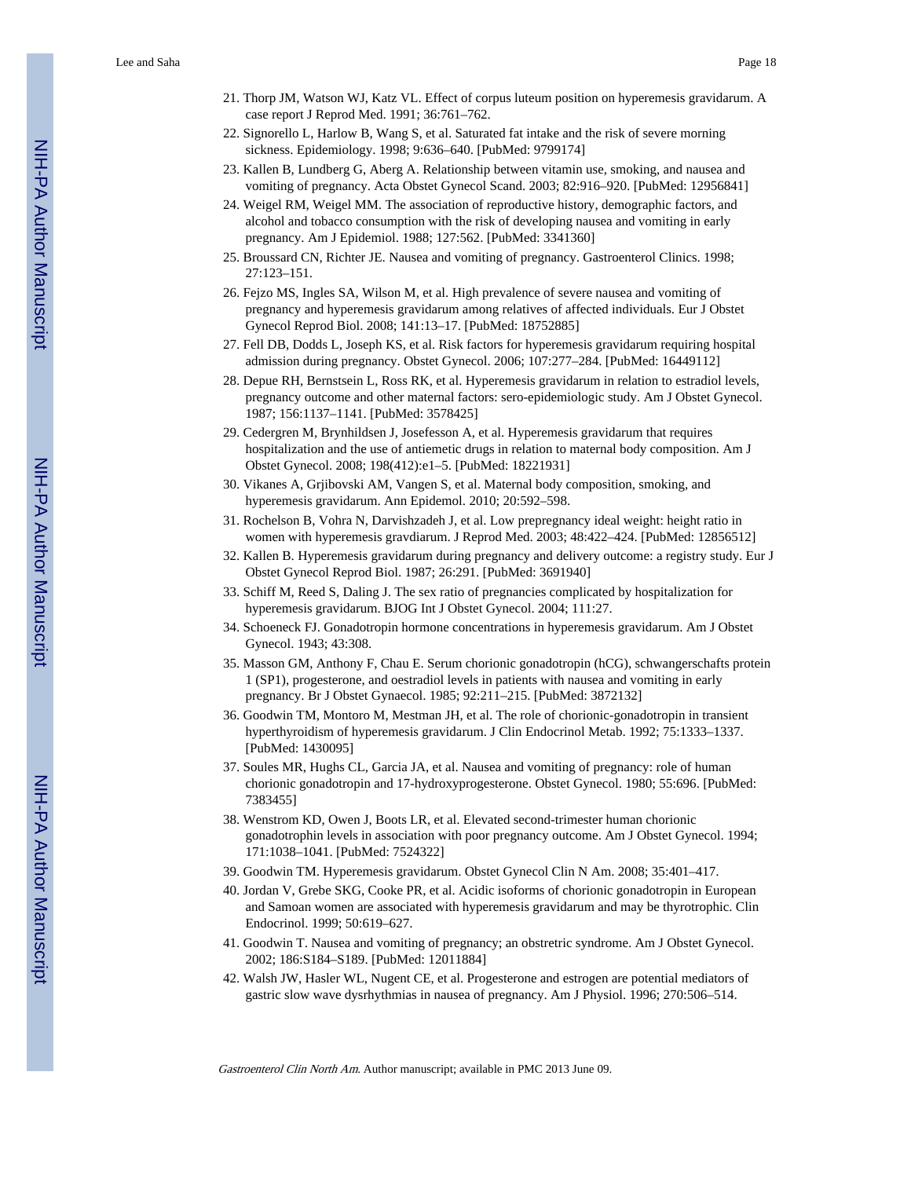21. Thorp JM, Watson WJ, Katz VL. Effect of corpus luteum position on hyperemesis gravidarum. A case report J Reprod Med. 1991; 36:761–762.
22. Signorello L, Harlow B, Wang S, et al. Saturated fat intake and the risk of severe morning sickness. Epidemiology. 1998; 9:636–640. [PubMed: 9799174]
23. Kallen B, Lundberg G, Aberg A. Relationship between vitamin use, smoking, and nausea and vomiting of pregnancy. Acta Obstet Gynecol Scand. 2003; 82:916–920. [PubMed: 12956841]
24. Weigel RM, Weigel MM. The association of reproductive history, demographic factors, and alcohol and tobacco consumption with the risk of developing nausea and vomiting in early pregnancy. Am J Epidemiol. 1988; 127:562. [PubMed: 3341360]
25. Broussard CN, Richter JE. Nausea and vomiting of pregnancy. Gastroenterol Clinics. 1998; 27:123–151.
26. Fejzo MS, Ingles SA, Wilson M, et al. High prevalence of severe nausea and vomiting of pregnancy and hyperemesis gravidarum among relatives of affected individuals. Eur J Obstet Gynecol Reprod Biol. 2008; 141:13–17. [PubMed: 18752885]
27. Fell DB, Dodds L, Joseph KS, et al. Risk factors for hyperemesis gravidarum requiring hospital admission during pregnancy. Obstet Gynecol. 2006; 107:277–284. [PubMed: 16449112]
28. Depue RH, Bernstsein L, Ross RK, et al. Hyperemesis gravidarum in relation to estradiol levels, pregnancy outcome and other maternal factors: sero-epidemiologic study. Am J Obstet Gynecol. 1987; 156:1137–1141. [PubMed: 3578425]
29. Cedergren M, Brynhildsen J, Josefesson A, et al. Hyperemesis gravidarum that requires hospitalization and the use of antiemetic drugs in relation to maternal body composition. Am J Obstet Gynecol. 2008; 198(412):e1–5. [PubMed: 18221931]
30. Vikanes A, Grjibovski AM, Vangen S, et al. Maternal body composition, smoking, and hyperemesis gravidarum. Ann Epidemol. 2010; 20:592–598.
31. Rochelson B, Vohra N, Darvishzadeh J, et al. Low prepregnancy ideal weight: height ratio in women with hyperemesis gravdiarum. J Reprod Med. 2003; 48:422–424. [PubMed: 12856512]
32. Kallen B. Hyperemesis gravidarum during pregnancy and delivery outcome: a registry study. Eur J Obstet Gynecol Reprod Biol. 1987; 26:291. [PubMed: 3691940]
33. Schiff M, Reed S, Daling J. The sex ratio of pregnancies complicated by hospitalization for hyperemesis gravidarum. BJOG Int J Obstet Gynecol. 2004; 111:27.
34. Schoeneck FJ. Gonadotropin hormone concentrations in hyperemesis gravidarum. Am J Obstet Gynecol. 1943; 43:308.
35. Masson GM, Anthony F, Chau E. Serum chorionic gonadotropin (hCG), schwangerschafts protein 1 (SP1), progesterone, and oestradiol levels in patients with nausea and vomiting in early pregnancy. Br J Obstet Gynaecol. 1985; 92:211–215. [PubMed: 3872132]
36. Goodwin TM, Montoro M, Mestman JH, et al. The role of chorionic-gonadotropin in transient hyperthyroidism of hyperemesis gravidarum. J Clin Endocrinol Metab. 1992; 75:1333–1337. [PubMed: 1430095]
37. Soules MR, Hughs CL, Garcia JA, et al. Nausea and vomiting of pregnancy: role of human chorionic gonadotropin and 17-hydroxyprogesterone. Obstet Gynecol. 1980; 55:696. [PubMed: 7383455]
38. Wenstrom KD, Owen J, Boots LR, et al. Elevated second-trimester human chorionic gonadotrophin levels in association with poor pregnancy outcome. Am J Obstet Gynecol. 1994; 171:1038–1041. [PubMed: 7524322]
39. Goodwin TM. Hyperemesis gravidarum. Obstet Gynecol Clin N Am. 2008; 35:401–417.
40. Jordan V, Grebe SKG, Cooke PR, et al. Acidic isoforms of chorionic gonadotropin in European and Samoan women are associated with hyperemesis gravidarum and may be thyrotrophic. Clin Endocrinol. 1999; 50:619–627.
41. Goodwin T. Nausea and vomiting of pregnancy; an obstretric syndrome. Am J Obstet Gynecol. 2002; 186:S184–S189. [PubMed: 12011884]
42. Walsh JW, Hasler WL, Nugent CE, et al. Progesterone and estrogen are potential mediators of gastric slow wave dysrhythmias in nausea of pregnancy. Am J Physiol. 1996; 270:506–514.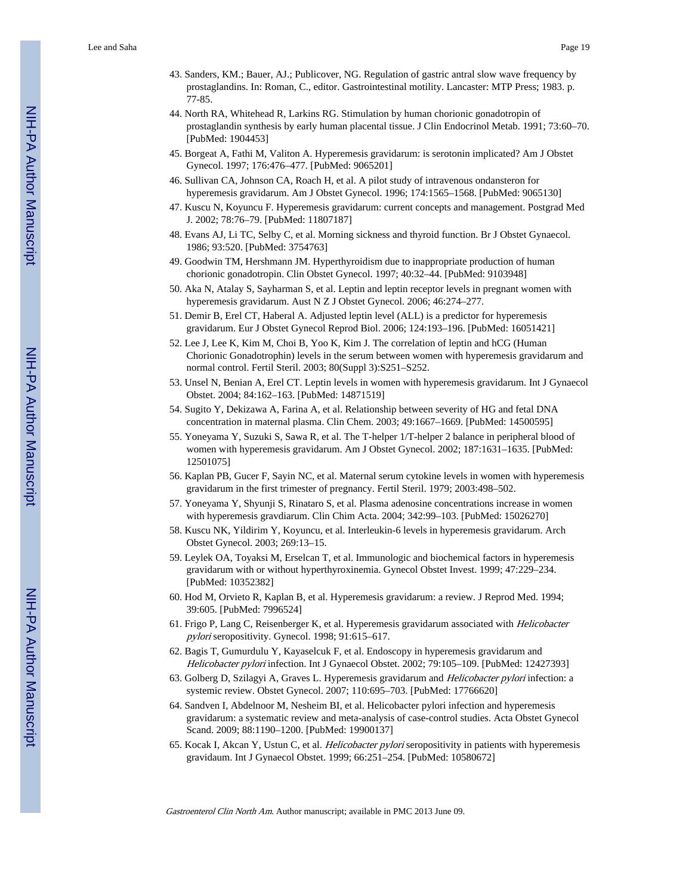43. Sanders, KM.; Bauer, AJ.; Publicover, NG. Regulation of gastric antral slow wave frequency by prostaglandins. In: Roman, C., editor. Gastrointestinal motility. Lancaster: MTP Press; 1983. p. 77-85.
44. North RA, Whitehead R, Larkins RG. Stimulation by human chorionic gonadotropin of prostaglandin synthesis by early human placental tissue. J Clin Endocrinol Metab. 1991; 73:60–70. [PubMed: 1904453]
45. Borgeat A, Fathi M, Valiton A. Hyperemesis gravidarum: is serotonin implicated? Am J Obstet Gynecol. 1997; 176:476–477. [PubMed: 9065201]
46. Sullivan CA, Johnson CA, Roach H, et al. A pilot study of intravenous ondansteron for hyperemesis gravidarum. Am J Obstet Gynecol. 1996; 174:1565–1568. [PubMed: 9065130]
47. Kuscu N, Koyuncu F. Hyperemesis gravidarum: current concepts and management. Postgrad Med J. 2002; 78:76–79. [PubMed: 11807187]
48. Evans AJ, Li TC, Selby C, et al. Morning sickness and thyroid function. Br J Obstet Gynaecol. 1986; 93:520. [PubMed: 3754763]
49. Goodwin TM, Hershmann JM. Hyperthyroidism due to inappropriate production of human chorionic gonadotropin. Clin Obstet Gynecol. 1997; 40:32–44. [PubMed: 9103948]
50. Aka N, Atalay S, Sayharman S, et al. Leptin and leptin receptor levels in pregnant women with hyperemesis gravidarum. Aust N Z J Obstet Gynecol. 2006; 46:274–277.
51. Demir B, Erel CT, Haberal A. Adjusted leptin level (ALL) is a predictor for hyperemesis gravidarum. Eur J Obstet Gynecol Reprod Biol. 2006; 124:193–196. [PubMed: 16051421]
52. Lee J, Lee K, Kim M, Choi B, Yoo K, Kim J. The correlation of leptin and hCG (Human Chorionic Gonadotrophin) levels in the serum between women with hyperemesis gravidarum and normal control. Fertil Steril. 2003; 80(Suppl 3):S251–S252.
53. Unsel N, Benian A, Erel CT. Leptin levels in women with hyperemesis gravidarum. Int J Gynaecol Obstet. 2004; 84:162–163. [PubMed: 14871519]
54. Sugito Y, Dekizawa A, Farina A, et al. Relationship between severity of HG and fetal DNA concentration in maternal plasma. Clin Chem. 2003; 49:1667–1669. [PubMed: 14500595]
55. Yoneyama Y, Suzuki S, Sawa R, et al. The T-helper 1/T-helper 2 balance in peripheral blood of women with hyperemesis gravidarum. Am J Obstet Gynecol. 2002; 187:1631–1635. [PubMed: 12501075]
56. Kaplan PB, Gucer F, Sayin NC, et al. Maternal serum cytokine levels in women with hyperemesis gravidarum in the first trimester of pregnancy. Fertil Steril. 1979; 2003:498–502.
57. Yoneyama Y, Shyunji S, Rinataro S, et al. Plasma adenosine concentrations increase in women with hyperemesis gravdiarum. Clin Chim Acta. 2004; 342:99–103. [PubMed: 15026270]
58. Kuscu NK, Yildirim Y, Koyuncu, et al. Interleukin-6 levels in hyperemesis gravidarum. Arch Obstet Gynecol. 2003; 269:13–15.
59. Leylek OA, Toyaksi M, Erselcan T, et al. Immunologic and biochemical factors in hyperemesis gravidarum with or without hyperthyroxinemia. Gynecol Obstet Invest. 1999; 47:229–234. [PubMed: 10352382]
60. Hod M, Orvieto R, Kaplan B, et al. Hyperemesis gravidarum: a review. J Reprod Med. 1994; 39:605. [PubMed: 7996524]
61. Frigo P, Lang C, Reisenberger K, et al. Hyperemesis gravidarum associated with *Helicobacter pylori* seropositivity. Gynecol. 1998; 91:615–617.
62. Bagis T, Gumurdulu Y, Kayaselcuk F, et al. Endoscopy in hyperemesis gravidarum and *Helicobacter pylori* infection. Int J Gynaecol Obstet. 2002; 79:105–109. [PubMed: 12427393]
63. Golberg D, Szilagyi A, Graves L. Hyperemesis gravidarum and *Helicobacter pylori* infection: a systemic review. Obstet Gynecol. 2007; 110:695–703. [PubMed: 17766620]
64. Sandven I, Abdelnoor M, Nesheim BI, et al. Helicobacter pylori infection and hyperemesis gravidarum: a systematic review and meta-analysis of case-control studies. Acta Obstet Gynecol Scand. 2009; 88:1190–1200. [PubMed: 19900137]
65. Kocak I, Akcan Y, Ustun C, et al. *Helicobacter pylori* seropositivity in patients with hyperemesis gravidaum. Int J Gynaecol Obstet. 1999; 66:251–254. [PubMed: 10580672]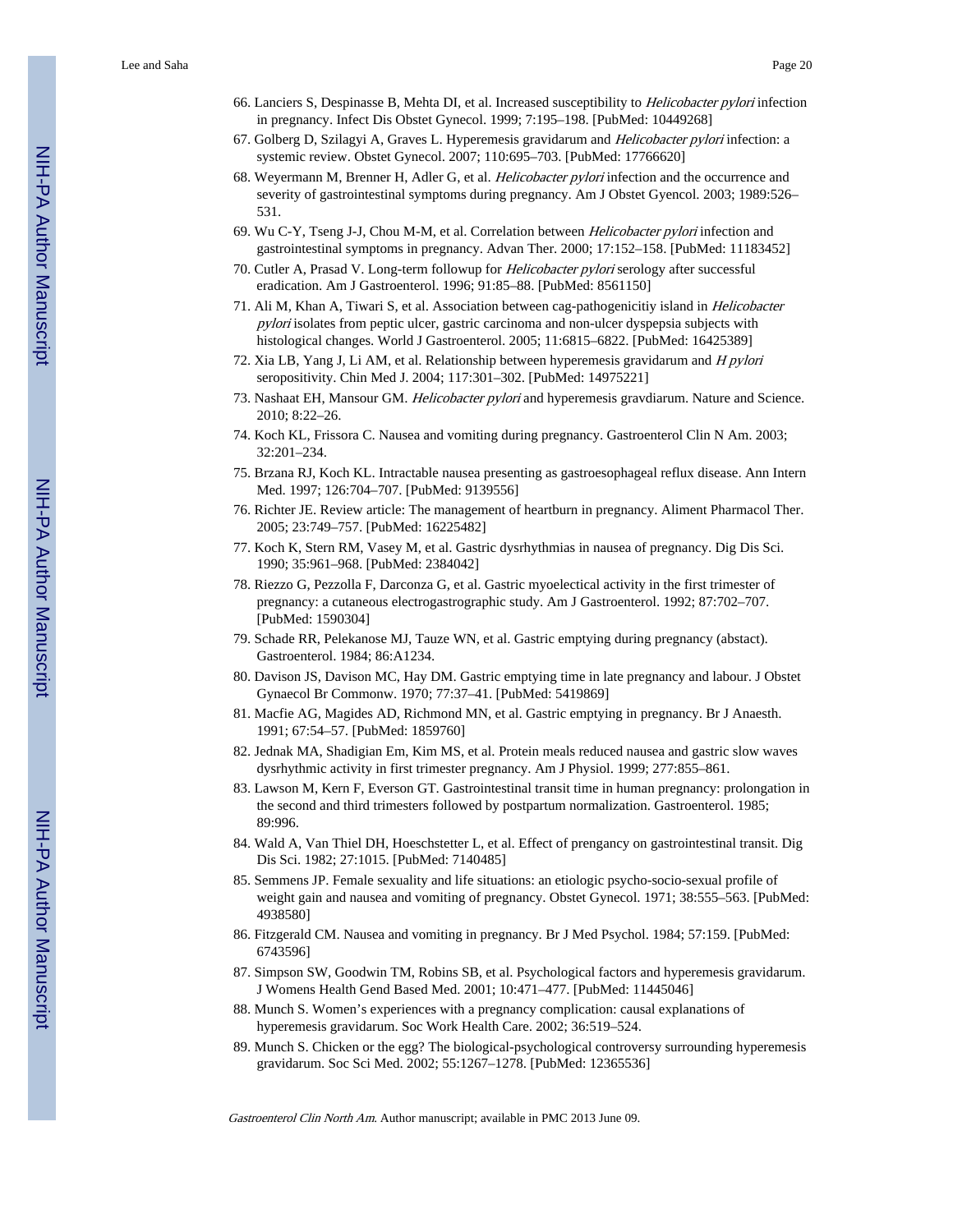66. Lanciers S, Despinasse B, Mehta DI, et al. Increased susceptibility to *Helicobacter pylori* infection in pregnancy. Infect Dis Obstet Gynecol. 1999; 7:195–198. [PubMed: 10449268]
67. Golberg D, Szilagyi A, Graves L. Hyperemesis gravidarum and *Helicobacter pylori* infection: a systemic review. Obstet Gynecol. 2007; 110:695–703. [PubMed: 17766620]
68. Weyermann M, Brenner H, Adler G, et al. *Helicobacter pylori* infection and the occurrence and severity of gastrointestinal symptoms during pregnancy. Am J Obstet Gyencol. 2003; 1989:526–531.
69. Wu C-Y, Tseng J-J, Chou M-M, et al. Correlation between *Helicobacter pylori* infection and gastrointestinal symptoms in pregnancy. Advan Ther. 2000; 17:152–158. [PubMed: 11183452]
70. Cutler A, Prasad V. Long-term followup for *Helicobacter pylori* serology after successful eradication. Am J Gastroenterol. 1996; 91:85–88. [PubMed: 8561150]
71. Ali M, Khan A, Tiwari S, et al. Association between cag-pathogenicitiy island in *Helicobacter pylori* isolates from peptic ulcer, gastric carcinoma and non-ulcer dyspepsia subjects with histological changes. World J Gastroenterol. 2005; 11:6815–6822. [PubMed: 16425389]
72. Xia LB, Yang J, Li AM, et al. Relationship between hyperemesis gravidarum and *H pylori* seropositivity. Chin Med J. 2004; 117:301–302. [PubMed: 14975221]
73. Nashaat EH, Mansour GM. *Helicobacter pylori* and hyperemesis gravdiarum. Nature and Science. 2010; 8:22–26.
74. Koch KL, Frissora C. Nausea and vomiting during pregnancy. Gastroenterol Clin N Am. 2003; 32:201–234.
75. Brzana RJ, Koch KL. Intractable nausea presenting as gastroesophageal reflux disease. Ann Intern Med. 1997; 126:704–707. [PubMed: 9139556]
76. Richter JE. Review article: The management of heartburn in pregnancy. Aliment Pharmacol Ther. 2005; 23:749–757. [PubMed: 16225482]
77. Koch K, Stern RM, Vasey M, et al. Gastric dysrhythmias in nausea of pregnancy. Dig Dis Sci. 1990; 35:961–968. [PubMed: 2384042]
78. Riezzo G, Pezzolla F, Darconza G, et al. Gastric myoelectical activity in the first trimester of pregnancy: a cutaneous electrogastrographic study. Am J Gastroenterol. 1992; 87:702–707. [PubMed: 1590304]
79. Schade RR, Pelekanose MJ, Tauze WN, et al. Gastric emptying during pregnancy (abstact). Gastroenterol. 1984; 86:A1234.
80. Davison JS, Davison MC, Hay DM. Gastric emptying time in late pregnancy and labour. J Obstet Gynaecol Br Commonw. 1970; 77:37–41. [PubMed: 5419869]
81. Macfie AG, Magides AD, Richmond MN, et al. Gastric emptying in pregnancy. Br J Anaesth. 1991; 67:54–57. [PubMed: 1859760]
82. Jednak MA, Shadigian Em, Kim MS, et al. Protein meals reduced nausea and gastric slow waves dysrhythmic activity in first trimester pregnancy. Am J Physiol. 1999; 277:855–861.
83. Lawson M, Kern F, Everson GT. Gastrointestinal transit time in human pregnancy: prolongation in the second and third trimesters followed by postpartum normalization. Gastroenterol. 1985; 89:996.
84. Wald A, Van Thiel DH, Hoeschstetter L, et al. Effect of prengancy on gastrointestinal transit. Dig Dis Sci. 1982; 27:1015. [PubMed: 7140485]
85. Semmens JP. Female sexuality and life situations: an etiologic psycho-socio-sexual profile of weight gain and nausea and vomiting of pregnancy. Obstet Gynecol. 1971; 38:555–563. [PubMed: 4938580]
86. Fitzgerald CM. Nausea and vomiting in pregnancy. Br J Med Psychol. 1984; 57:159. [PubMed: 6743596]
87. Simpson SW, Goodwin TM, Robins SB, et al. Psychological factors and hyperemesis gravidarum. J Womens Health Gend Based Med. 2001; 10:471–477. [PubMed: 11445046]
88. Munch S. Women's experiences with a pregnancy complication: causal explanations of hyperemesis gravidarum. Soc Work Health Care. 2002; 36:519–524.
89. Munch S. Chicken or the egg? The biological-psychological controversy surrounding hyperemesis gravidarum. Soc Sci Med. 2002; 55:1267–1278. [PubMed: 12365536]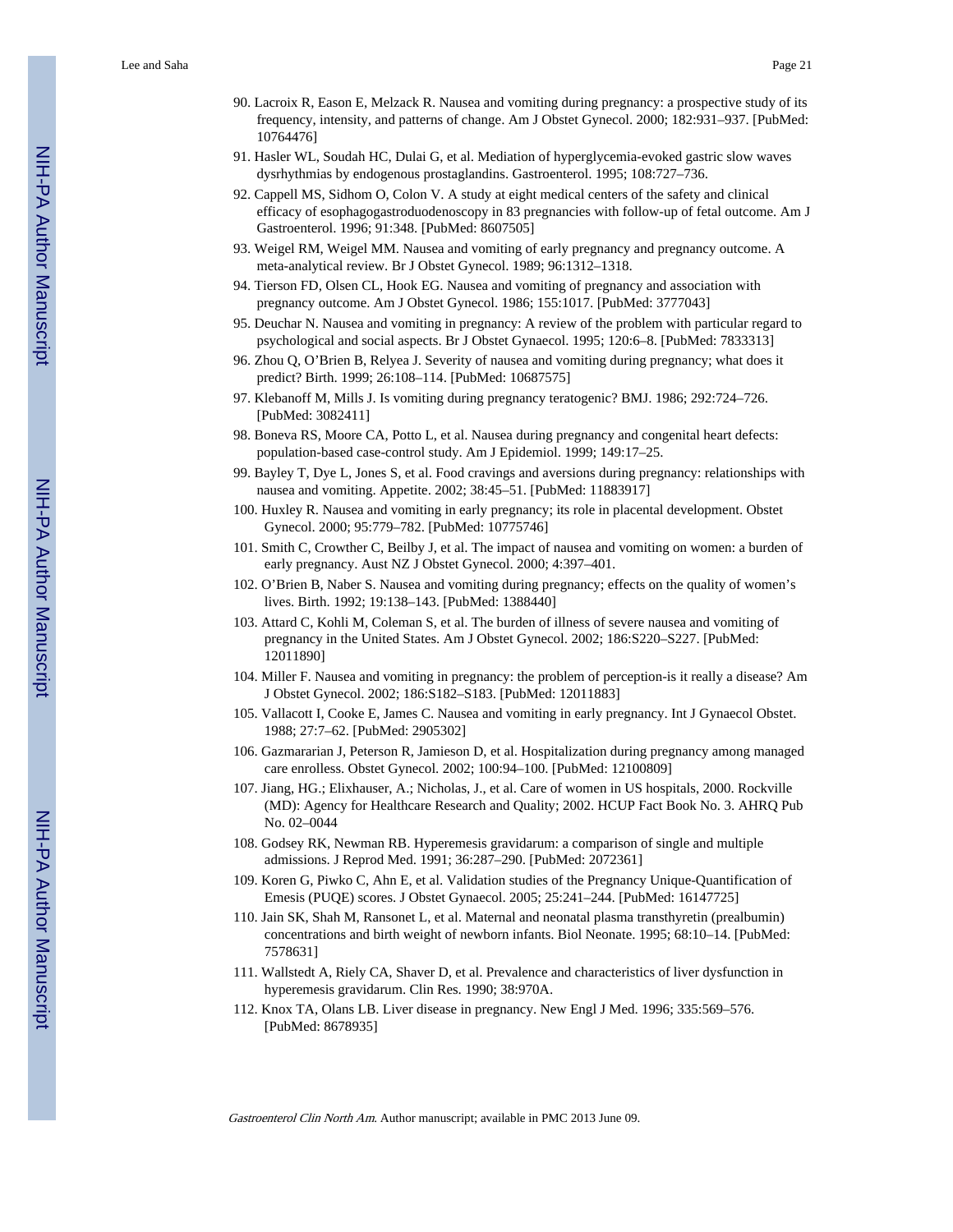90. Lacroix R, Eason E, Melzack R. Nausea and vomiting during pregnancy: a prospective study of its frequency, intensity, and patterns of change. Am J Obstet Gynecol. 2000; 182:931–937. [PubMed: 10764476]
91. Hasler WL, Soudah HC, Dulai G, et al. Mediation of hyperglycemia-evoked gastric slow waves dysrhythmias by endogenous prostaglandins. Gastroenterol. 1995; 108:727–736.
92. Cappell MS, Sidhom O, Colon V. A study at eight medical centers of the safety and clinical efficacy of esophagogastroduodenoscopy in 83 pregnancies with follow-up of fetal outcome. Am J Gastroenterol. 1996; 91:348. [PubMed: 8607505]
93. Weigel RM, Weigel MM. Nausea and vomiting of early pregnancy and pregnancy outcome. A meta-analytical review. Br J Obstet Gynecol. 1989; 96:1312–1318.
94. Tierson FD, Olsen CL, Hook EG. Nausea and vomiting of pregnancy and association with pregnancy outcome. Am J Obstet Gynecol. 1986; 155:1017. [PubMed: 3777043]
95. Deuchar N. Nausea and vomiting in pregnancy: A review of the problem with particular regard to psychological and social aspects. Br J Obstet Gynaecol. 1995; 120:6–8. [PubMed: 7833313]
96. Zhou Q, O'Brien B, Relyea J. Severity of nausea and vomiting during pregnancy; what does it predict? Birth. 1999; 26:108–114. [PubMed: 10687575]
97. Klebanoff M, Mills J. Is vomiting during pregnancy teratogenic? BMJ. 1986; 292:724–726. [PubMed: 3082411]
98. Boneva RS, Moore CA, Potto L, et al. Nausea during pregnancy and congenital heart defects: population-based case-control study. Am J Epidemiol. 1999; 149:17–25.
99. Bayley T, Dye L, Jones S, et al. Food cravings and aversions during pregnancy: relationships with nausea and vomiting. Appetite. 2002; 38:45–51. [PubMed: 11883917]
100. Huxley R. Nausea and vomiting in early pregnancy; its role in placental development. Obstet Gynecol. 2000; 95:779–782. [PubMed: 10775746]
101. Smith C, Crowther C, Beilby J, et al. The impact of nausea and vomiting on women: a burden of early pregnancy. Aust NZ J Obstet Gynecol. 2000; 4:397–401.
102. O'Brien B, Naber S. Nausea and vomiting during pregnancy; effects on the quality of women's lives. Birth. 1992; 19:138–143. [PubMed: 1388440]
103. Attard C, Kohli M, Coleman S, et al. The burden of illness of severe nausea and vomiting of pregnancy in the United States. Am J Obstet Gynecol. 2002; 186:S220–S227. [PubMed: 12011890]
104. Miller F. Nausea and vomiting in pregnancy: the problem of perception-is it really a disease? Am J Obstet Gynecol. 2002; 186:S182–S183. [PubMed: 12011883]
105. Vallacott I, Cooke E, James C. Nausea and vomiting in early pregnancy. Int J Gynaecol Obstet. 1988; 27:7–62. [PubMed: 2905302]
106. Gazmararian J, Peterson R, Jamieson D, et al. Hospitalization during pregnancy among managed care enrolless. Obstet Gynecol. 2002; 100:94–100. [PubMed: 12100809]
107. Jiang, HG.; Elixhauser, A.; Nicholas, J., et al. Care of women in US hospitals, 2000. Rockville (MD): Agency for Healthcare Research and Quality; 2002. HCUP Fact Book No. 3. AHRQ Pub No. 02–0044
108. Godsey RK, Newman RB. Hyperemesis gravidarum: a comparison of single and multiple admissions. J Reprod Med. 1991; 36:287–290. [PubMed: 2072361]
109. Koren G, Piwko C, Ahn E, et al. Validation studies of the Pregnancy Unique-Quantification of Emesis (PUQE) scores. J Obstet Gynaecol. 2005; 25:241–244. [PubMed: 16147725]
110. Jain SK, Shah M, Ransonet L, et al. Maternal and neonatal plasma transthyretin (prealbumin) concentrations and birth weight of newborn infants. Biol Neonate. 1995; 68:10–14. [PubMed: 7578631]
111. Wallstedt A, Riely CA, Shaver D, et al. Prevalence and characteristics of liver dysfunction in hyperemesis gravidarum. Clin Res. 1990; 38:970A.
112. Knox TA, Olans LB. Liver disease in pregnancy. New Engl J Med. 1996; 335:569–576. [PubMed: 8678935]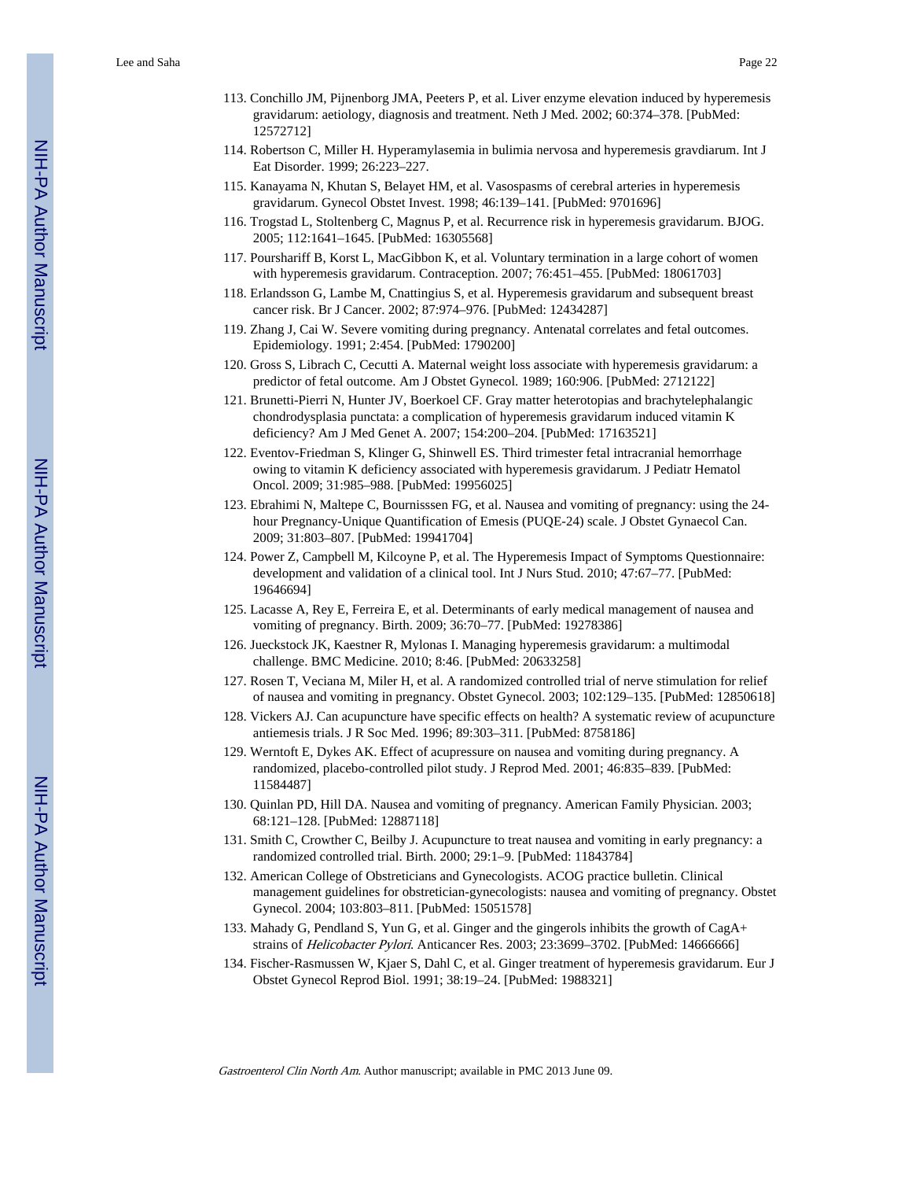113. Conchillo JM, Pijnenborg JMA, Peeters P, et al. Liver enzyme elevation induced by hyperemesis gravidarum: aetiology, diagnosis and treatment. Neth J Med. 2002; 60:374–378. [PubMed: 12572712]

114. Robertson C, Miller H. Hyperamylasemia in bulimia nervosa and hyperemesis gravdiarum. Int J Eat Disorder. 1999; 26:223–227.

115. Kanayama N, Khutan S, Belayet HM, et al. Vasospasms of cerebral arteries in hyperemesis gravidarum. Gynecol Obstet Invest. 1998; 46:139–141. [PubMed: 9701696]

116. Trogstad L, Stoltenberg C, Magnus P, et al. Recurrence risk in hyperemesis gravidarum. BJOG. 2005; 112:1641–1645. [PubMed: 16305568]

117. Poursharif B, Korst L, MacGibbon K, et al. Voluntary termination in a large cohort of women with hyperemesis gravidarum. Contraception. 2007; 76:451–455. [PubMed: 18061703]

118. Erlandsson G, Lambe M, Cnattingius S, et al. Hyperemesis gravidarum and subsequent breast cancer risk. Br J Cancer. 2002; 87:974–976. [PubMed: 12434287]

119. Zhang J, Cai W. Severe vomiting during pregnancy. Antenatal correlates and fetal outcomes. Epidemiology. 1991; 2:454. [PubMed: 1790200]

120. Gross S, Librach C, Cecutti A. Maternal weight loss associate with hyperemesis gravidarum: a predictor of fetal outcome. Am J Obstet Gynecol. 1989; 160:906. [PubMed: 2712122]

121. Brunetti-Pierri N, Hunter JV, Boerkoel CF. Gray matter heterotopias and brachytelephalangic chondrodysplasia punctata: a complication of hyperemesis gravidarum induced vitamin K deficiency? Am J Med Genet A. 2007; 154:200–204. [PubMed: 17163521]

122. Eventov-Friedman S, Klinger G, Shinwell ES. Third trimester fetal intracranial hemorrhage owing to vitamin K deficiency associated with hyperemesis gravidarum. J Pediatr Hematol Oncol. 2009; 31:985–988. [PubMed: 19956025]

123. Ebrahimi N, Maltepe C, Bournisssen FG, et al. Nausea and vomiting of pregnancy: using the 24-hour Pregnancy-Unique Quantification of Emesis (PUQE-24) scale. J Obstet Gynaecol Can. 2009; 31:803–807. [PubMed: 19941704]

124. Power Z, Campbell M, Kilcoyne P, et al. The Hyperemesis Impact of Symptoms Questionnaire: development and validation of a clinical tool. Int J Nurs Stud. 2010; 47:67–77. [PubMed: 19646694]

125. Lacasse A, Rey E, Ferreira E, et al. Determinants of early medical management of nausea and vomiting of pregnancy. Birth. 2009; 36:70–77. [PubMed: 19278386]

126. Jueckstock JK, Kaestner R, Mylonas I. Managing hyperemesis gravidarum: a multimodal challenge. BMC Medicine. 2010; 8:46. [PubMed: 20633258]

127. Rosen T, Veciana M, Miler H, et al. A randomized controlled trial of nerve stimulation for relief of nausea and vomiting in pregnancy. Obstet Gynecol. 2003; 102:129–135. [PubMed: 12850618]

128. Vickers AJ. Can acupuncture have specific effects on health? A systematic review of acupuncture antiemesis trials. J R Soc Med. 1996; 89:303–311. [PubMed: 8758186]

129. Werntoft E, Dykes AK. Effect of acupressure on nausea and vomiting during pregnancy. A randomized, placebo-controlled pilot study. J Reprod Med. 2001; 46:835–839. [PubMed: 11584487]

130. Quinlan PD, Hill DA. Nausea and vomiting of pregnancy. American Family Physician. 2003; 68:121–128. [PubMed: 12887118]

131. Smith C, Crowther C, Beilby J. Acupuncture to treat nausea and vomiting in early pregnancy: a randomized controlled trial. Birth. 2000; 29:1–9. [PubMed: 11843784]

132. American College of Obstreticians and Gynecologists. ACOG practice bulletin. Clinical management guidelines for obstretician-gynecologists: nausea and vomiting of pregnancy. Obstet Gynecol. 2004; 103:803–811. [PubMed: 15051578]

133. Mahady G, Pendland S, Yun G, et al. Ginger and the gingerols inhibits the growth of CagA+ strains of *Helicobacter Pylori*. Anticancer Res. 2003; 23:3699–3702. [PubMed: 14666666]

134. Fischer-Rasmussen W, Kjaer S, Dahl C, et al. Ginger treatment of hyperemesis gravidarum. Eur J Obstet Gynecol Reprod Biol. 1991; 38:19–24. [PubMed: 1988321]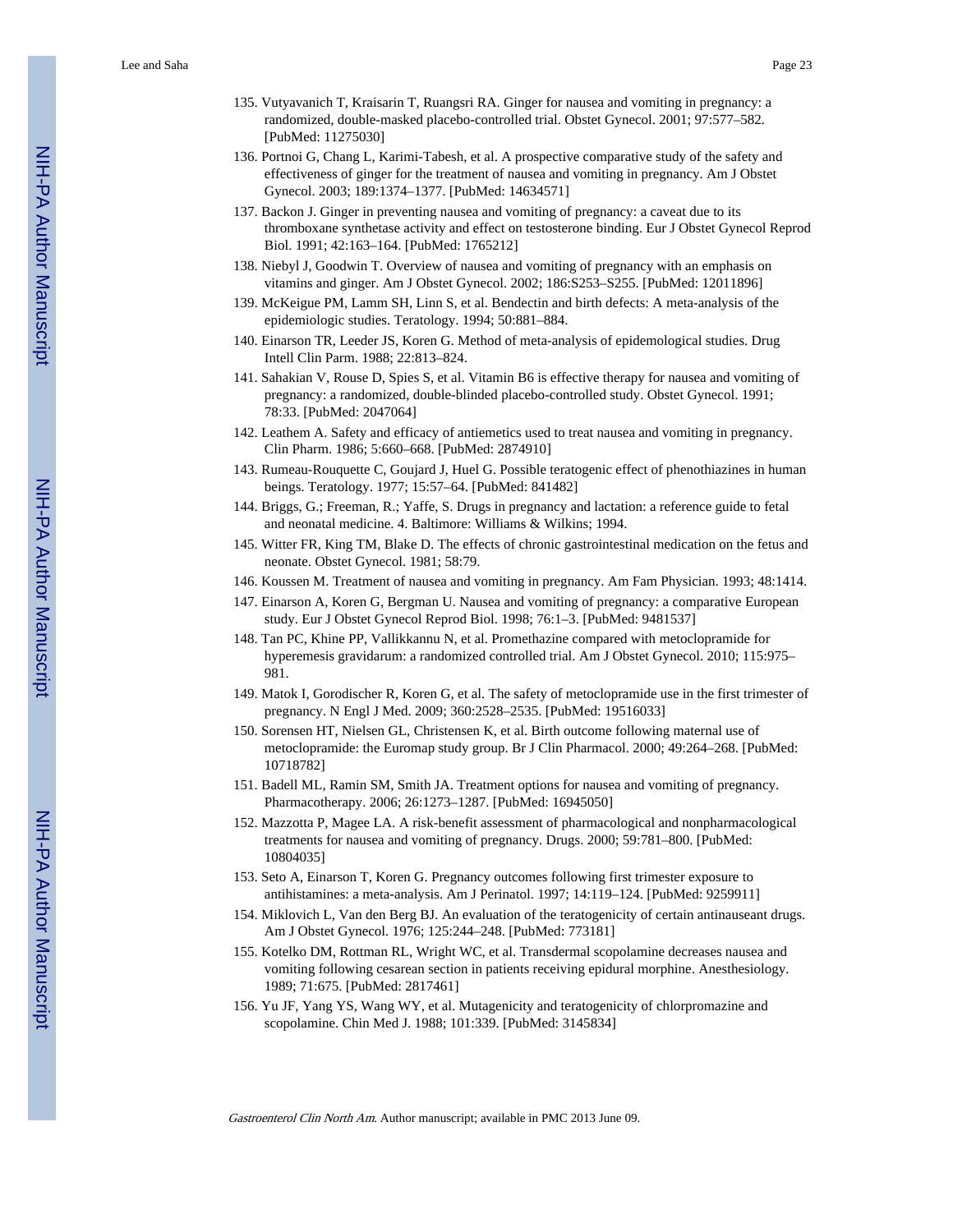135. Vutyavanich T, Kraisarin T, Ruangsri RA. Ginger for nausea and vomiting in pregnancy: a randomized, double-masked placebo-controlled trial. Obstet Gynecol. 2001; 97:577–582. [PubMed: 11275030]

136. Portnoi G, Chang L, Karimi-Tabesh, et al. A prospective comparative study of the safety and effectiveness of ginger for the treatment of nausea and vomiting in pregnancy. Am J Obstet Gynecol. 2003; 189:1374–1377. [PubMed: 14634571]

137. Backon J. Ginger in preventing nausea and vomiting of pregnancy: a caveat due to its thromboxane synthetase activity and effect on testosterone binding. Eur J Obstet Gynecol Reprod Biol. 1991; 42:163–164. [PubMed: 1765212]

138. Niebyl J, Goodwin T. Overview of nausea and vomiting of pregnancy with an emphasis on vitamins and ginger. Am J Obstet Gynecol. 2002; 186:S253–S255. [PubMed: 12011896]

139. McKeigue PM, Lamm SH, Linn S, et al. Bendectin and birth defects: A meta-analysis of the epidemiologic studies. Teratology. 1994; 50:881–884.

140. Einarson TR, Leeder JS, Koren G. Method of meta-analysis of epidemological studies. Drug Intell Clin Parm. 1988; 22:813–824.

141. Sahakian V, Rouse D, Spies S, et al. Vitamin B6 is effective therapy for nausea and vomiting of pregnancy: a randomized, double-blinded placebo-controlled study. Obstet Gynecol. 1991; 78:33. [PubMed: 2047064]

142. Leathem A. Safety and efficacy of antiemetics used to treat nausea and vomiting in pregnancy. Clin Pharm. 1986; 5:660–668. [PubMed: 2874910]

143. Rumeau-Rouquette C, Goujard J, Huel G. Possible teratogenic effect of phenothiazines in human beings. Teratology. 1977; 15:57–64. [PubMed: 841482]

144. Briggs, G.; Freeman, R.; Yaffe, S. Drugs in pregnancy and lactation: a reference guide to fetal and neonatal medicine. 4. Baltimore: Williams & Wilkins; 1994.

145. Witter FR, King TM, Blake D. The effects of chronic gastrointestinal medication on the fetus and neonate. Obstet Gynecol. 1981; 58:79.

146. Koussen M. Treatment of nausea and vomiting in pregnancy. Am Fam Physician. 1993; 48:1414.

147. Einarson A, Koren G, Bergman U. Nausea and vomiting of pregnancy: a comparative European study. Eur J Obstet Gynecol Reprod Biol. 1998; 76:1–3. [PubMed: 9481537]

148. Tan PC, Khine PP, Vallikkannu N, et al. Promethazine compared with metoclopramide for hyperemesis gravidarum: a randomized controlled trial. Am J Obstet Gynecol. 2010; 115:975–981.

149. Matok I, Gorodischer R, Koren G, et al. The safety of metoclopramide use in the first trimester of pregnancy. N Engl J Med. 2009; 360:2528–2535. [PubMed: 19516033]

150. Sorensen HT, Nielsen GL, Christensen K, et al. Birth outcome following maternal use of metoclopramide: the Euromap study group. Br J Clin Pharmacol. 2000; 49:264–268. [PubMed: 10718782]

151. Badell ML, Ramin SM, Smith JA. Treatment options for nausea and vomiting of pregnancy. Pharmacotherapy. 2006; 26:1273–1287. [PubMed: 16945050]

152. Mazzotta P, Magee LA. A risk-benefit assessment of pharmacological and nonpharmacological treatments for nausea and vomiting of pregnancy. Drugs. 2000; 59:781–800. [PubMed: 10804035]

153. Seto A, Einarson T, Koren G. Pregnancy outcomes following first trimester exposure to antihistamines: a meta-analysis. Am J Perinatol. 1997; 14:119–124. [PubMed: 9259911]

154. Miklovich L, Van den Berg BJ. An evaluation of the teratogenicity of certain antinauseant drugs. Am J Obstet Gynecol. 1976; 125:244–248. [PubMed: 773181]

155. Kotelko DM, Rottman RL, Wright WC, et al. Transdermal scopolamine decreases nausea and vomiting following cesarean section in patients receiving epidural morphine. Anesthesiology. 1989; 71:675. [PubMed: 2817461]

156. Yu JF, Yang YS, Wang WY, et al. Mutagenicity and teratogenicity of chlorpromazine and scopolamine. Chin Med J. 1988; 101:339. [PubMed: 3145834]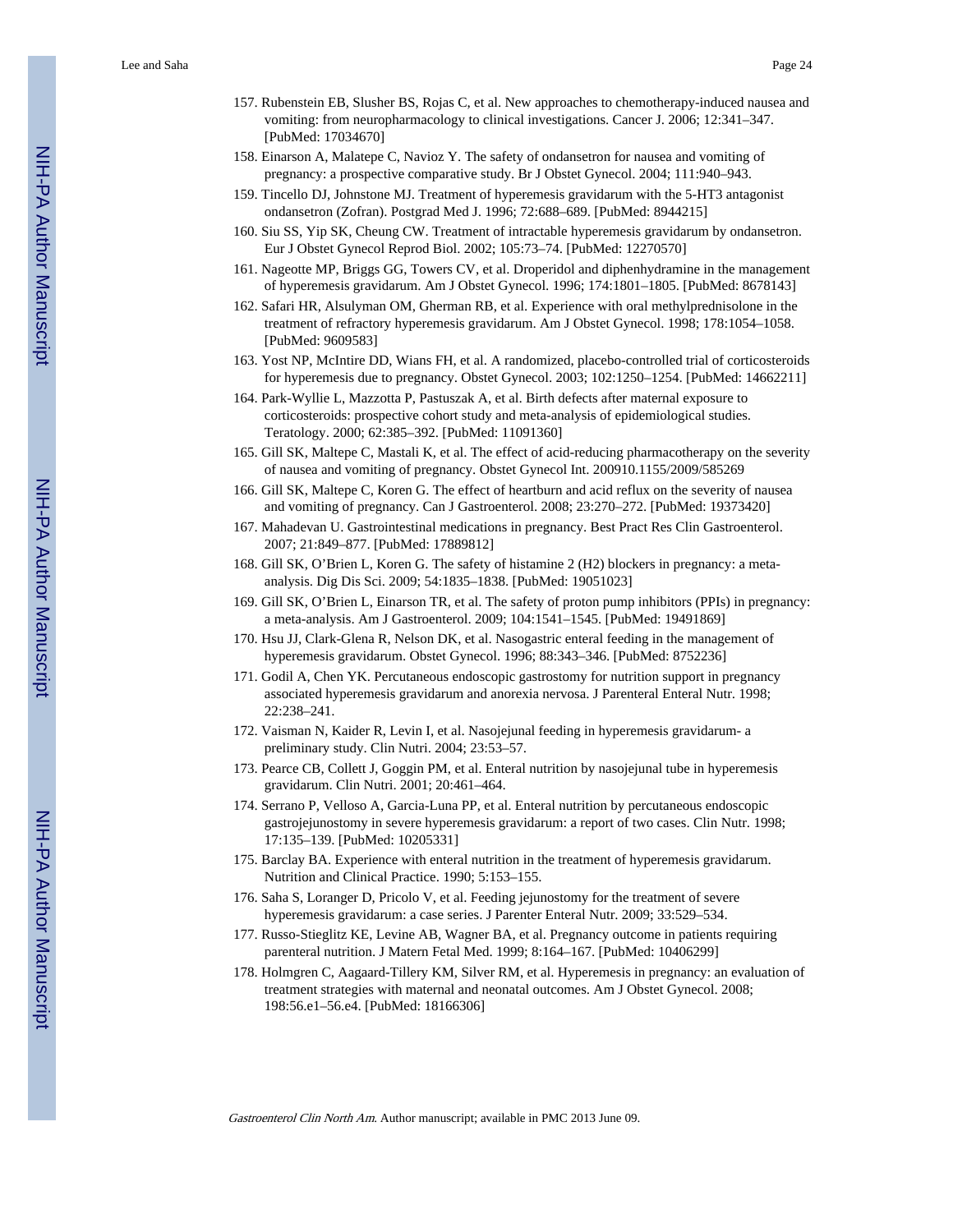157. Rubenstein EB, Slusher BS, Rojas C, et al. New approaches to chemotherapy-induced nausea and vomiting: from neuropharmacology to clinical investigations. Cancer J. 2006; 12:341–347. [PubMed: 17034670]
158. Einarson A, Malatepe C, Navioz Y. The safety of ondansetron for nausea and vomiting of pregnancy: a prospective comparative study. Br J Obstet Gynecol. 2004; 111:940–943.
159. Tincello DJ, Johnstone MJ. Treatment of hyperemesis gravidarum with the 5-HT3 antagonist ondansetron (Zofran). Postgrad Med J. 1996; 72:688–689. [PubMed: 8944215]
160. Siu SS, Yip SK, Cheung CW. Treatment of intractable hyperemesis gravidarum by ondansetron. Eur J Obstet Gynecol Reprod Biol. 2002; 105:73–74. [PubMed: 12270570]
161. Nageotte MP, Briggs GG, Towers CV, et al. Droperidol and diphenhydramine in the management of hyperemesis gravidarum. Am J Obstet Gynecol. 1996; 174:1801–1805. [PubMed: 8678143]
162. Safari HR, Alsulyman OM, Gherman RB, et al. Experience with oral methylprednisolone in the treatment of refractory hyperemesis gravidarum. Am J Obstet Gynecol. 1998; 178:1054–1058. [PubMed: 9609583]
163. Yost NP, McIntire DD, Wians FH, et al. A randomized, placebo-controlled trial of corticosteroids for hyperemesis due to pregnancy. Obstet Gynecol. 2003; 102:1250–1254. [PubMed: 14662211]
164. Park-Wyllie L, Mazzotta P, Pastuszak A, et al. Birth defects after maternal exposure to corticosteroids: prospective cohort study and meta-analysis of epidemiological studies. Teratology. 2000; 62:385–392. [PubMed: 11091360]
165. Gill SK, Maltepe C, Mastali K, et al. The effect of acid-reducing pharmacotherapy on the severity of nausea and vomiting of pregnancy. Obstet Gynecol Int. 200910.1155/2009/585269
166. Gill SK, Maltepe C, Koren G. The effect of heartburn and acid reflux on the severity of nausea and vomiting of pregnancy. Can J Gastroenterol. 2008; 23:270–272. [PubMed: 19373420]
167. Mahadevan U. Gastrointestinal medications in pregnancy. Best Pract Res Clin Gastroenterol. 2007; 21:849–877. [PubMed: 17889812]
168. Gill SK, O'Brien L, Koren G. The safety of histamine 2 (H2) blockers in pregnancy: a meta-analysis. Dig Dis Sci. 2009; 54:1835–1838. [PubMed: 19051023]
169. Gill SK, O'Brien L, Einarson TR, et al. The safety of proton pump inhibitors (PPIs) in pregnancy: a meta-analysis. Am J Gastroenterol. 2009; 104:1541–1545. [PubMed: 19491869]
170. Hsu JJ, Clark-Glena R, Nelson DK, et al. Nasogastric enteral feeding in the management of hyperemesis gravidarum. Obstet Gynecol. 1996; 88:343–346. [PubMed: 8752236]
171. Godil A, Chen YK. Percutaneous endoscopic gastrostomy for nutrition support in pregnancy associated hyperemesis gravidarum and anorexia nervosa. J Parenteral Enteral Nutr. 1998; 22:238–241.
172. Vaisman N, Kaider R, Levin I, et al. Nasojejunal feeding in hyperemesis gravidarum- a preliminary study. Clin Nutri. 2004; 23:53–57.
173. Pearce CB, Collett J, Goggin PM, et al. Enteral nutrition by nasojejunal tube in hyperemesis gravidarum. Clin Nutri. 2001; 20:461–464.
174. Serrano P, Velloso A, Garcia-Luna PP, et al. Enteral nutrition by percutaneous endoscopic gastrojejunostomy in severe hyperemesis gravidarum: a report of two cases. Clin Nutr. 1998; 17:135–139. [PubMed: 10205331]
175. Barclay BA. Experience with enteral nutrition in the treatment of hyperemesis gravidarum. Nutrition and Clinical Practice. 1990; 5:153–155.
176. Saha S, Loranger D, Pricolo V, et al. Feeding jejunostomy for the treatment of severe hyperemesis gravidarum: a case series. J Parenter Enteral Nutr. 2009; 33:529–534.
177. Russo-Stieglitz KE, Levine AB, Wagner BA, et al. Pregnancy outcome in patients requiring parenteral nutrition. J Matern Fetal Med. 1999; 8:164–167. [PubMed: 10406299]
178. Holmgren C, Aagaard-Tillery KM, Silver RM, et al. Hyperemesis in pregnancy: an evaluation of treatment strategies with maternal and neonatal outcomes. Am J Obstet Gynecol. 2008; 198:56.e1–56.e4. [PubMed: 18166306]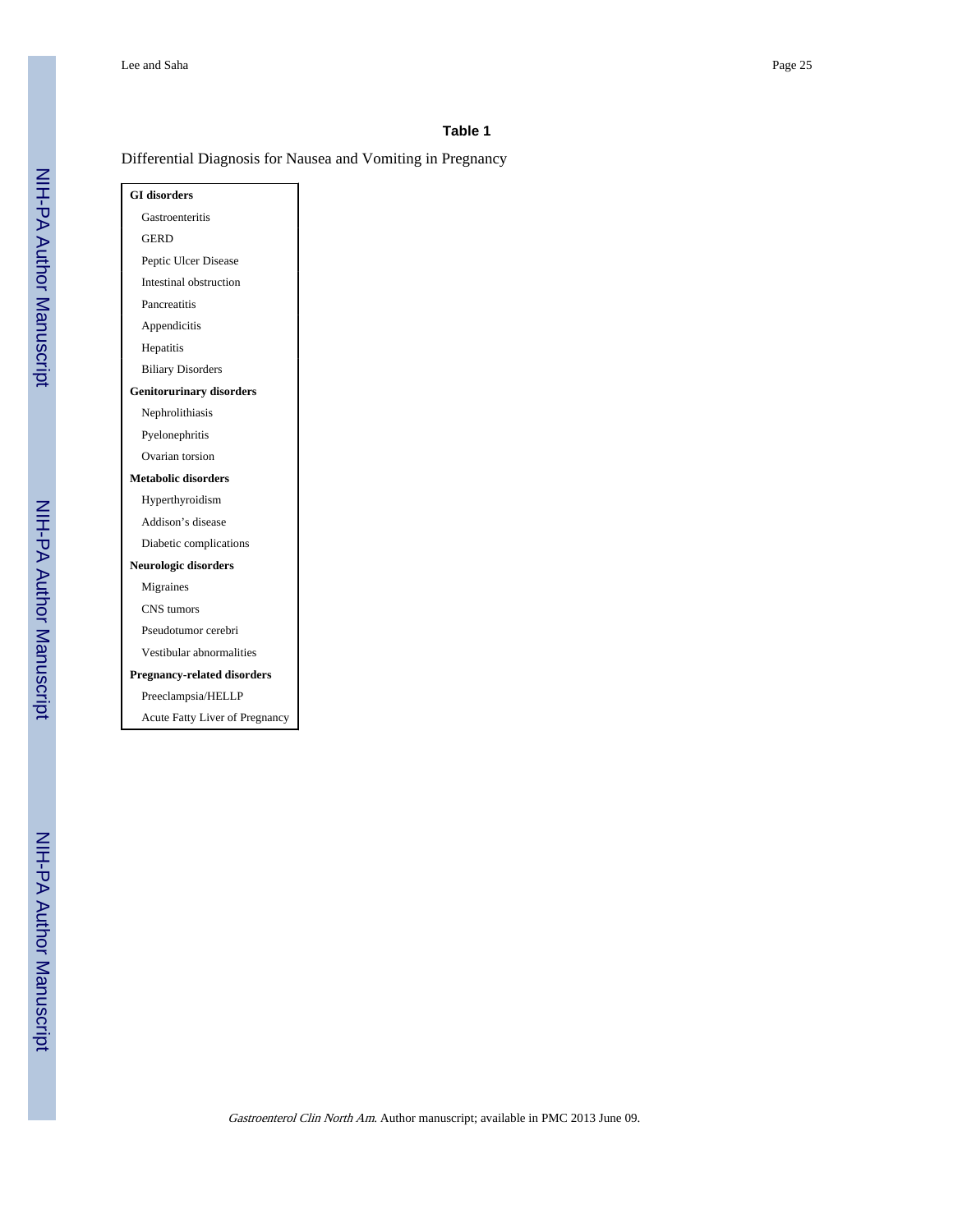**Table 1**

Differential Diagnosis for Nausea and Vomiting in Pregnancy

| **GI disorders** |
|---|
| Gastroenteritis |
| GERD |
| Peptic Ulcer Disease |
| Intestinal obstruction |
| Pancreatitis |
| Appendicitis |
| Hepatitis |
| Biliary Disorders |
| **Genitorurinary disorders** |
| Nephrolithiasis |
| Pyelonephritis |
| Ovarian torsion |
| **Metabolic disorders** |
| Hyperthyroidism |
| Addison's disease |
| Diabetic complications |
| **Neurologic disorders** |
| Migraines |
| CNS tumors |
| Pseudotumor cerebri |
| Vestibular abnormalities |
| **Pregnancy-related disorders** |
| Preeclampsia/HELLP |
| Acute Fatty Liver of Pregnancy |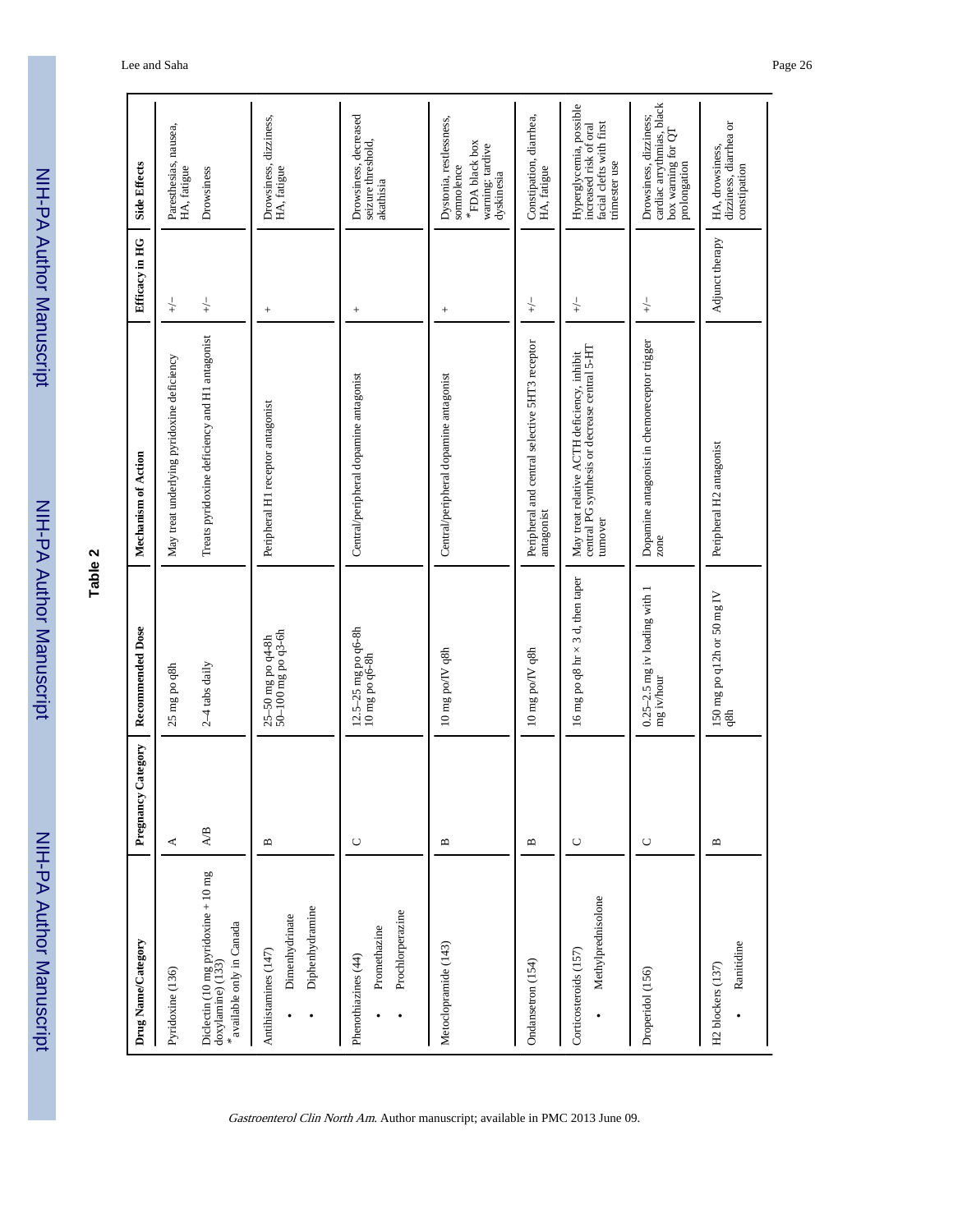**Table 2**

| Drug Name/Category | Pregnancy Category | Recommended Dose | Mechanism of Action | Efficacy in HG | Side Effects |
|---|---|---|---|---|---|
| Pyridoxine (136) | A | 25 mg po q8h | May treat underlying pyridoxine deficiency | +/− | Paresthesias, nausea, HA, fatigue |
| Diclectin (10 mg pyridoxine + 10 mg doxylamine) (133) *available only in Canada | A/B | 2–4 tabs daily | Treats pyridoxine deficiency and H1 antagonist | +/− | Drowsiness |
| Antihistamines (147) • Dimenhydrinate • Diphenhydramine | B | 25–50 mg po q4-8h 50–100 mg po q3-6h | Peripheral H1 receptor antagonist | + | Drowsiness, dizziness, HA, fatigue |
| Phenothiazines (44) • Promethazine • Prochlorperazine | C | 12.5–25 mg po q6-8h 10 mg po q6-8h | Central/peripheral dopamine antagonist | + | Drowsiness, decreased seizure threshold, akathisia |
| Metoclopramide (143) | B | 10 mg po/IV q8h | Central/peripheral dopamine antagonist | + | Dystonia, restlessness, somnolence *FDA black box warning: tardive dyskinesia |
| Ondansetron (154) | B | 10 mg po/IV q8h | Peripheral and central selective 5HT3 receptor antagonist | +/− | Constipation, diarrhea, HA, fatigue |
| Corticosteroids (157) • Methylprednisolone | C | 16 mg po q8 hr × 3 d, then taper | May treat relative ACTH deficiency, inhibit central PG synthesis or decrease central 5-HT turnover | +/− | Hyperglycemia, possible increased risk of oral facial clefts with first trimester use |
| Droperidol (156) | C | 0.25–2.5 mg iv loading with 1 mg iv/hour | Dopamine antagonist in chemoreceptor trigger zone | +/− | Drowsiness, dizziness; cardiac arrythmias, black box warning for QT prolongation |
| H2 blockers (137) • Ranitidine | B | 150 mg po q12h or 50 mg IV q8h | Peripheral H2 antagonist | Adjunct therapy | HA, drowsiness, dizziness, diarrhea or constipation |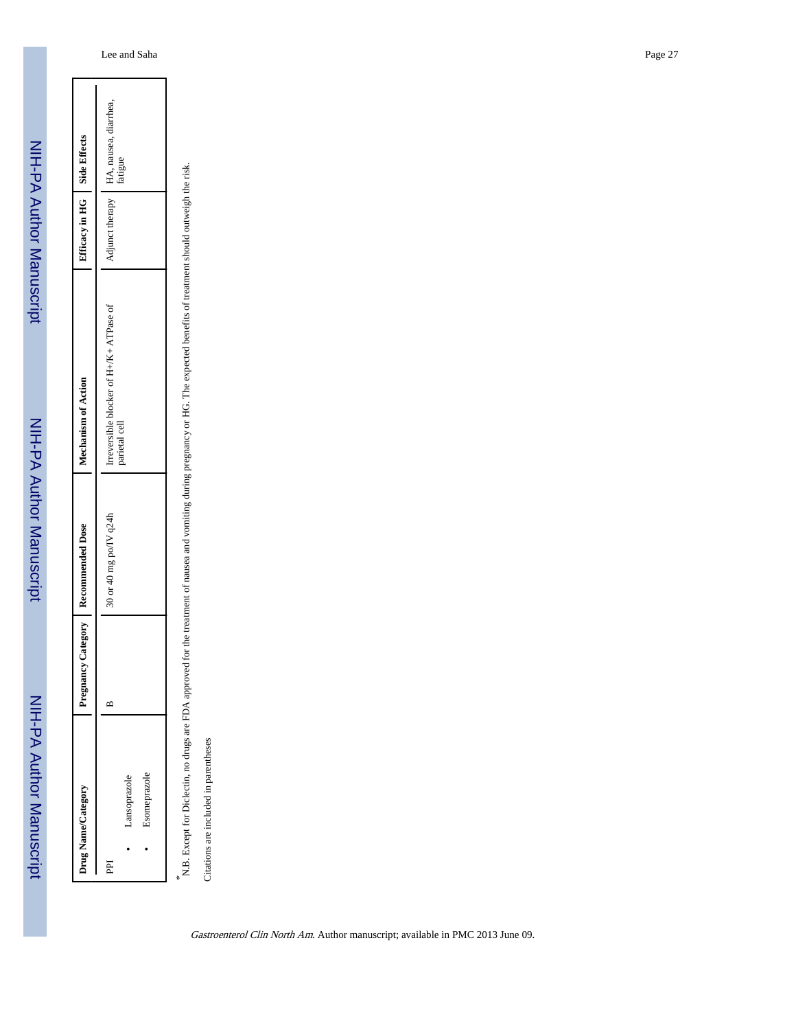| Drug Name/Category | Pregnancy Category | Recommended Dose | Mechanism of Action | Efficacy in HG | Side Effects |
|---|---|---|---|---|---|
| PPI<br>• Lansoprazole<br>• Esomeprazole | B | 30 or 40 mg po/IV q24h | Irreversible blocker of H+/K+ ATPase of parietal cell | Adjunct therapy | HA, nausea, diarrhea, fatigue |

*N.B. Except for Diclectin, no drugs are FDA approved for the treatment of nausea and vomiting during pregnancy or HG. The expected benefits of treatment should outweigh the risk.

Citations are included in parentheses